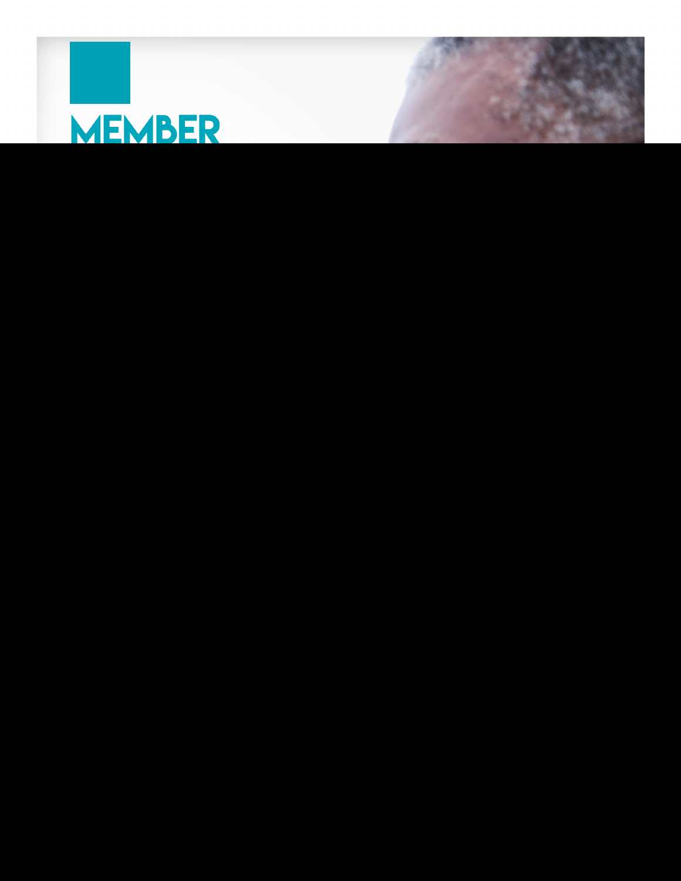MEMBER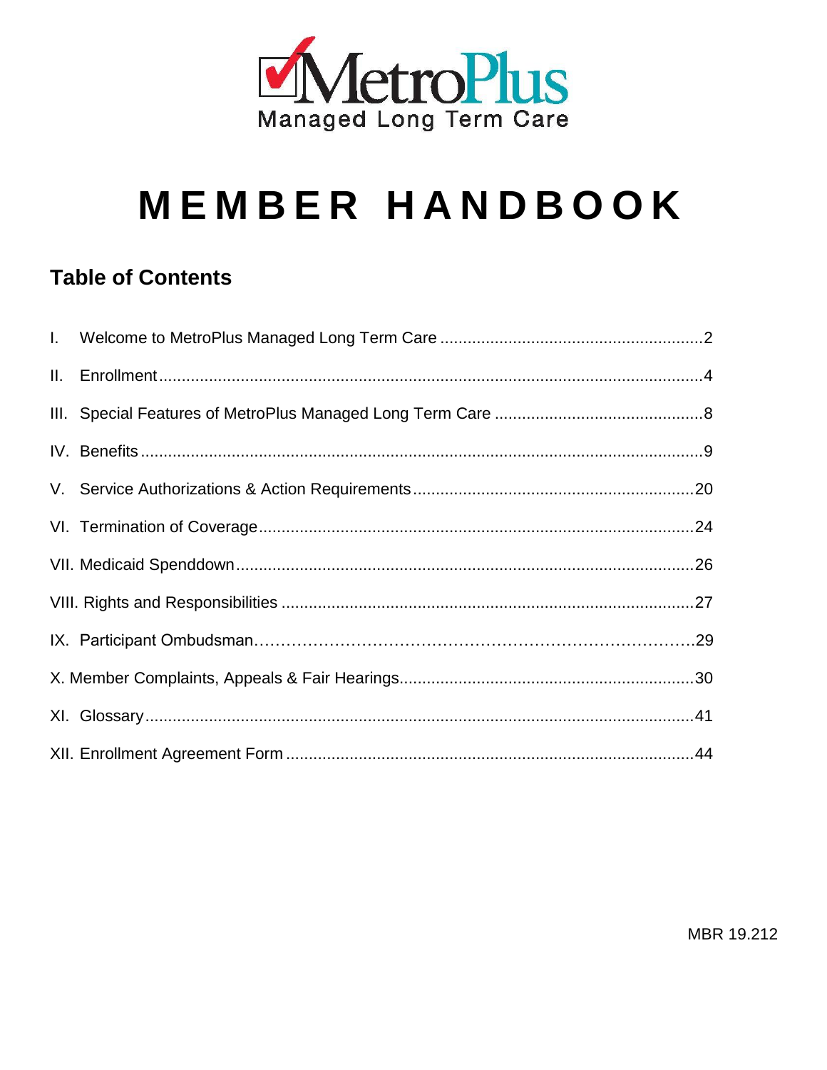MetroPlus
Managed Long Term Care

# MEMBER HANDBOOK

## Table of Contents

I. Welcome to MetroPlus Managed Long Term Care .....2
II. Enrollment .....4
III. Special Features of MetroPlus Managed Long Term Care .....8
IV. Benefits .....9
V. Service Authorizations & Action Requirements .....20
VI. Termination of Coverage .....24
VII. Medicaid Spenddown .....26
VIII. Rights and Responsibilities .....27
IX. Participant Ombudsman .....29
X. Member Complaints, Appeals & Fair Hearings .....30
XI. Glossary .....41
XII. Enrollment Agreement Form .....44

MBR 19.212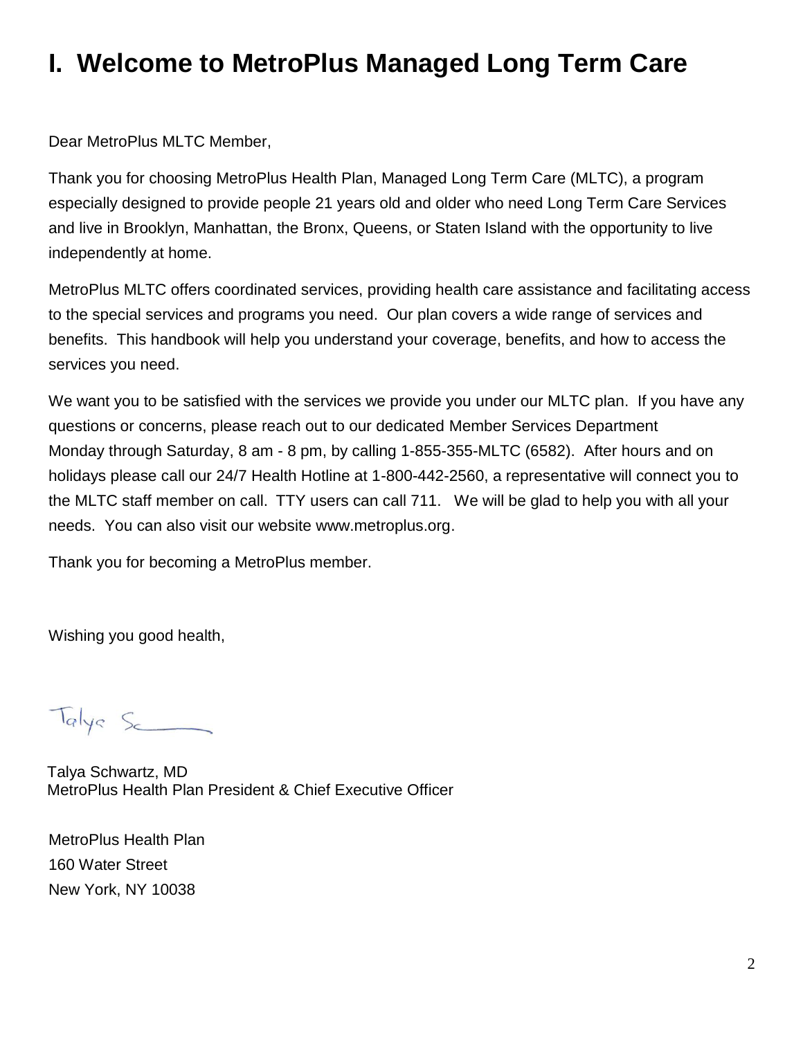# I. Welcome to MetroPlus Managed Long Term Care

Dear MetroPlus MLTC Member,

Thank you for choosing MetroPlus Health Plan, Managed Long Term Care (MLTC), a program especially designed to provide people 21 years old and older who need Long Term Care Services and live in Brooklyn, Manhattan, the Bronx, Queens, or Staten Island with the opportunity to live independently at home.

MetroPlus MLTC offers coordinated services, providing health care assistance and facilitating access to the special services and programs you need. Our plan covers a wide range of services and benefits. This handbook will help you understand your coverage, benefits, and how to access the services you need.

We want you to be satisfied with the services we provide you under our MLTC plan. If you have any questions or concerns, please reach out to our dedicated Member Services Department Monday through Saturday, 8 am - 8 pm, by calling 1-855-355-MLTC (6582). After hours and on holidays please call our 24/7 Health Hotline at 1-800-442-2560, a representative will connect you to the MLTC staff member on call. TTY users can call 711. We will be glad to help you with all your needs. You can also visit our website www.metroplus.org.

Thank you for becoming a MetroPlus member.

Wishing you good health,

Talya Schwartz, MD
MetroPlus Health Plan President & Chief Executive Officer

MetroPlus Health Plan
160 Water Street
New York, NY 10038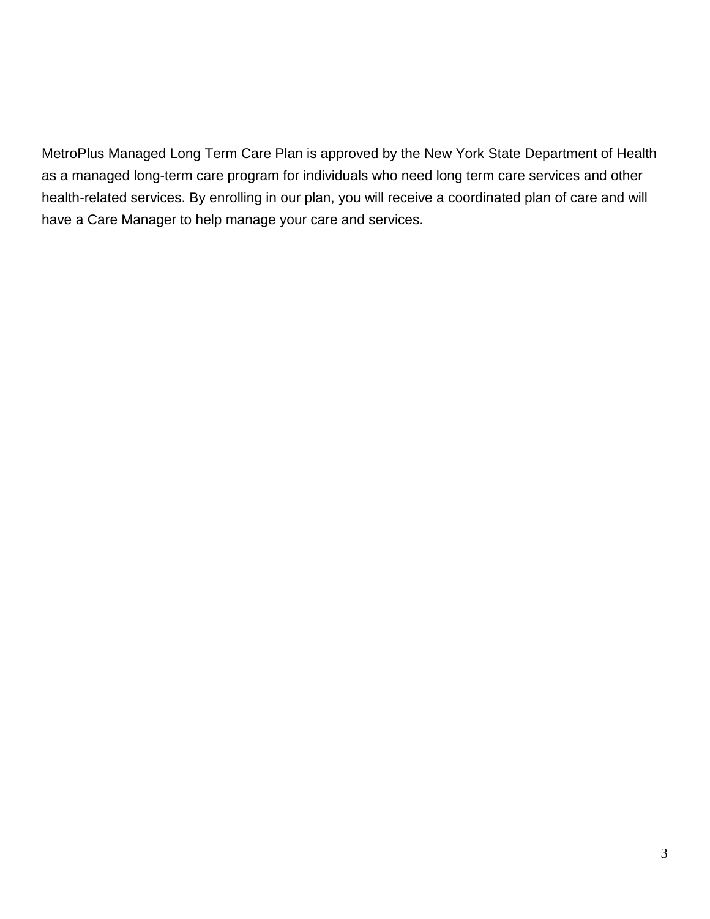MetroPlus Managed Long Term Care Plan is approved by the New York State Department of Health as a managed long-term care program for individuals who need long term care services and other health-related services. By enrolling in our plan, you will receive a coordinated plan of care and will have a Care Manager to help manage your care and services.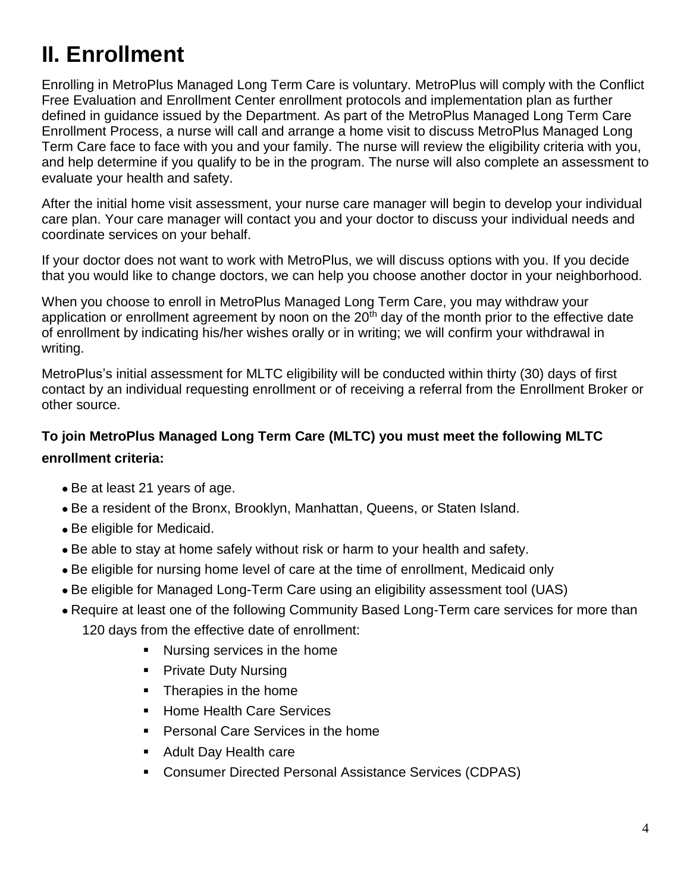## II. Enrollment

Enrolling in MetroPlus Managed Long Term Care is voluntary. MetroPlus will comply with the Conflict Free Evaluation and Enrollment Center enrollment protocols and implementation plan as further defined in guidance issued by the Department. As part of the MetroPlus Managed Long Term Care Enrollment Process, a nurse will call and arrange a home visit to discuss MetroPlus Managed Long Term Care face to face with you and your family. The nurse will review the eligibility criteria with you, and help determine if you qualify to be in the program. The nurse will also complete an assessment to evaluate your health and safety.

After the initial home visit assessment, your nurse care manager will begin to develop your individual care plan. Your care manager will contact you and your doctor to discuss your individual needs and coordinate services on your behalf.

If your doctor does not want to work with MetroPlus, we will discuss options with you. If you decide that you would like to change doctors, we can help you choose another doctor in your neighborhood.

When you choose to enroll in MetroPlus Managed Long Term Care, you may withdraw your application or enrollment agreement by noon on the 20th day of the month prior to the effective date of enrollment by indicating his/her wishes orally or in writing; we will confirm your withdrawal in writing.

MetroPlus's initial assessment for MLTC eligibility will be conducted within thirty (30) days of first contact by an individual requesting enrollment or of receiving a referral from the Enrollment Broker or other source.

**To join MetroPlus Managed Long Term Care (MLTC) you must meet the following MLTC enrollment criteria:**

- Be at least 21 years of age.
- Be a resident of the Bronx, Brooklyn, Manhattan, Queens, or Staten Island.
- Be eligible for Medicaid.
- Be able to stay at home safely without risk or harm to your health and safety.
- Be eligible for nursing home level of care at the time of enrollment, Medicaid only
- Be eligible for Managed Long-Term Care using an eligibility assessment tool (UAS)
- Require at least one of the following Community Based Long-Term care services for more than 120 days from the effective date of enrollment:
  - Nursing services in the home
  - Private Duty Nursing
  - Therapies in the home
  - Home Health Care Services
  - Personal Care Services in the home
  - Adult Day Health care
  - Consumer Directed Personal Assistance Services (CDPAS)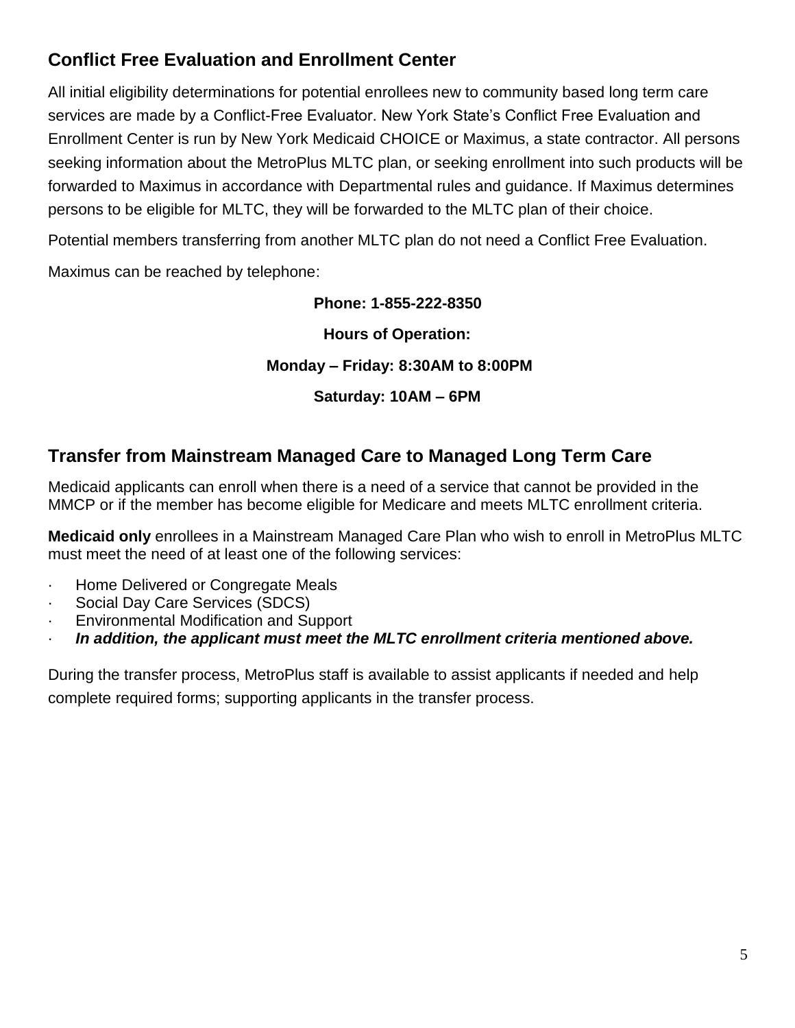## Conflict Free Evaluation and Enrollment Center

All initial eligibility determinations for potential enrollees new to community based long term care services are made by a Conflict-Free Evaluator. New York State's Conflict Free Evaluation and Enrollment Center is run by New York Medicaid CHOICE or Maximus, a state contractor. All persons seeking information about the MetroPlus MLTC plan, or seeking enrollment into such products will be forwarded to Maximus in accordance with Departmental rules and guidance. If Maximus determines persons to be eligible for MLTC, they will be forwarded to the MLTC plan of their choice.

Potential members transferring from another MLTC plan do not need a Conflict Free Evaluation.

Maximus can be reached by telephone:

**Phone: 1-855-222-8350**

**Hours of Operation:**

**Monday – Friday: 8:30AM to 8:00PM**

**Saturday: 10AM – 6PM**

## Transfer from Mainstream Managed Care to Managed Long Term Care

Medicaid applicants can enroll when there is a need of a service that cannot be provided in the MMCP or if the member has become eligible for Medicare and meets MLTC enrollment criteria.

**Medicaid only** enrollees in a Mainstream Managed Care Plan who wish to enroll in MetroPlus MLTC must meet the need of at least one of the following services:

- Home Delivered or Congregate Meals
- Social Day Care Services (SDCS)
- Environmental Modification and Support
- ***In addition, the applicant must meet the MLTC enrollment criteria mentioned above.***

During the transfer process, MetroPlus staff is available to assist applicants if needed and help complete required forms; supporting applicants in the transfer process.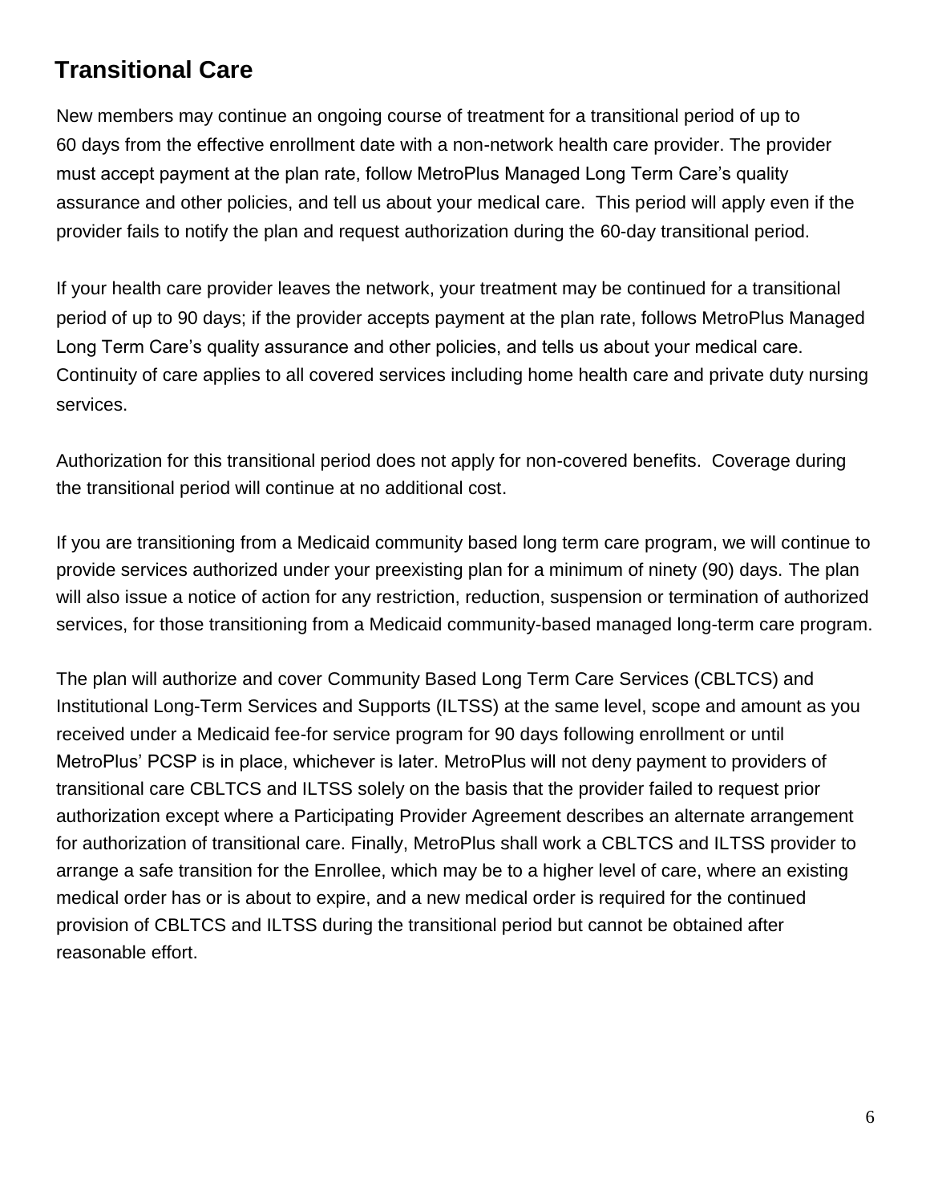## Transitional Care

New members may continue an ongoing course of treatment for a transitional period of up to 60 days from the effective enrollment date with a non-network health care provider. The provider must accept payment at the plan rate, follow MetroPlus Managed Long Term Care's quality assurance and other policies, and tell us about your medical care. This period will apply even if the provider fails to notify the plan and request authorization during the 60-day transitional period.

If your health care provider leaves the network, your treatment may be continued for a transitional period of up to 90 days; if the provider accepts payment at the plan rate, follows MetroPlus Managed Long Term Care's quality assurance and other policies, and tells us about your medical care. Continuity of care applies to all covered services including home health care and private duty nursing services.

Authorization for this transitional period does not apply for non-covered benefits. Coverage during the transitional period will continue at no additional cost.

If you are transitioning from a Medicaid community based long term care program, we will continue to provide services authorized under your preexisting plan for a minimum of ninety (90) days. The plan will also issue a notice of action for any restriction, reduction, suspension or termination of authorized services, for those transitioning from a Medicaid community-based managed long-term care program.

The plan will authorize and cover Community Based Long Term Care Services (CBLTCS) and Institutional Long-Term Services and Supports (ILTSS) at the same level, scope and amount as you received under a Medicaid fee-for service program for 90 days following enrollment or until MetroPlus' PCSP is in place, whichever is later. MetroPlus will not deny payment to providers of transitional care CBLTCS and ILTSS solely on the basis that the provider failed to request prior authorization except where a Participating Provider Agreement describes an alternate arrangement for authorization of transitional care. Finally, MetroPlus shall work a CBLTCS and ILTSS provider to arrange a safe transition for the Enrollee, which may be to a higher level of care, where an existing medical order has or is about to expire, and a new medical order is required for the continued provision of CBLTCS and ILTSS during the transitional period but cannot be obtained after reasonable effort.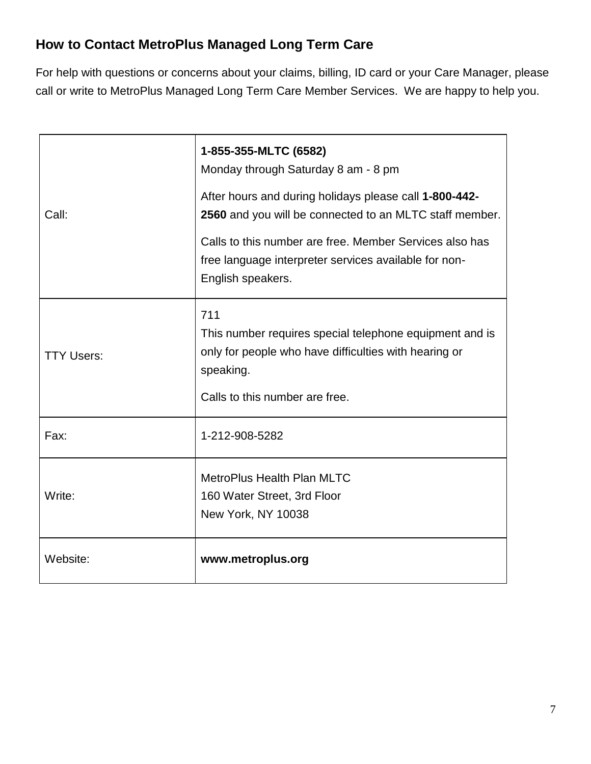## How to Contact MetroPlus Managed Long Term Care

For help with questions or concerns about your claims, billing, ID card or your Care Manager, please call or write to MetroPlus Managed Long Term Care Member Services. We are happy to help you.

| | |
|---|---|
| Call: | **1-855-355-MLTC (6582)**<br>Monday through Saturday 8 am - 8 pm<br><br>After hours and during holidays please call **1-800-442-2560** and you will be connected to an MLTC staff member.<br><br>Calls to this number are free. Member Services also has free language interpreter services available for non-English speakers. |
| TTY Users: | 711<br>This number requires special telephone equipment and is only for people who have difficulties with hearing or speaking.<br><br>Calls to this number are free. |
| Fax: | 1-212-908-5282 |
| Write: | MetroPlus Health Plan MLTC<br>160 Water Street, 3rd Floor<br>New York, NY 10038 |
| Website: | **www.metroplus.org** |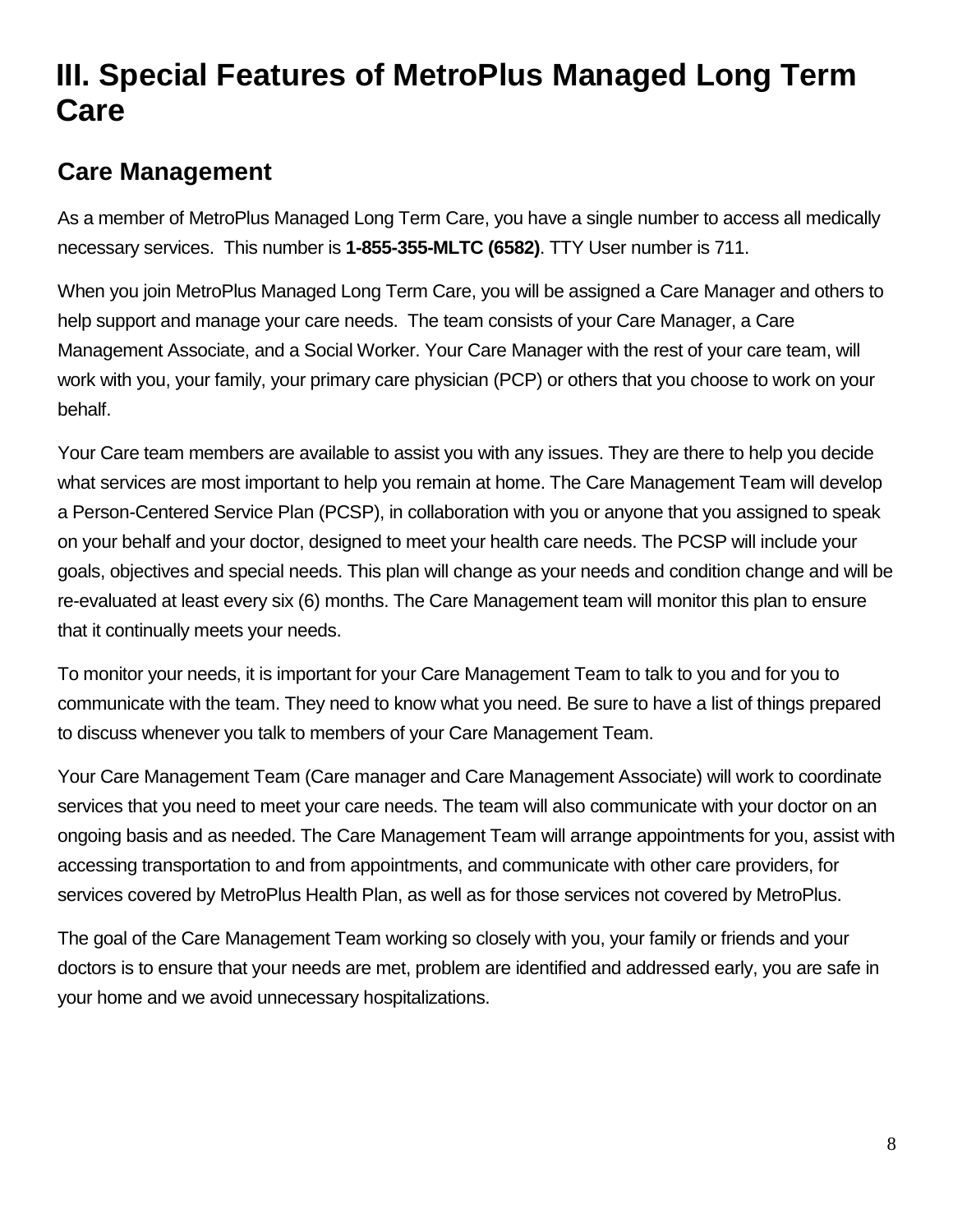# III. Special Features of MetroPlus Managed Long Term Care

## Care Management

As a member of MetroPlus Managed Long Term Care, you have a single number to access all medically necessary services. This number is **1-855-355-MLTC (6582)**. TTY User number is 711.

When you join MetroPlus Managed Long Term Care, you will be assigned a Care Manager and others to help support and manage your care needs. The team consists of your Care Manager, a Care Management Associate, and a Social Worker. Your Care Manager with the rest of your care team, will work with you, your family, your primary care physician (PCP) or others that you choose to work on your behalf.

Your Care team members are available to assist you with any issues. They are there to help you decide what services are most important to help you remain at home. The Care Management Team will develop a Person-Centered Service Plan (PCSP), in collaboration with you or anyone that you assigned to speak on your behalf and your doctor, designed to meet your health care needs. The PCSP will include your goals, objectives and special needs. This plan will change as your needs and condition change and will be re-evaluated at least every six (6) months. The Care Management team will monitor this plan to ensure that it continually meets your needs.

To monitor your needs, it is important for your Care Management Team to talk to you and for you to communicate with the team. They need to know what you need. Be sure to have a list of things prepared to discuss whenever you talk to members of your Care Management Team.

Your Care Management Team (Care manager and Care Management Associate) will work to coordinate services that you need to meet your care needs. The team will also communicate with your doctor on an ongoing basis and as needed. The Care Management Team will arrange appointments for you, assist with accessing transportation to and from appointments, and communicate with other care providers, for services covered by MetroPlus Health Plan, as well as for those services not covered by MetroPlus.

The goal of the Care Management Team working so closely with you, your family or friends and your doctors is to ensure that your needs are met, problem are identified and addressed early, you are safe in your home and we avoid unnecessary hospitalizations.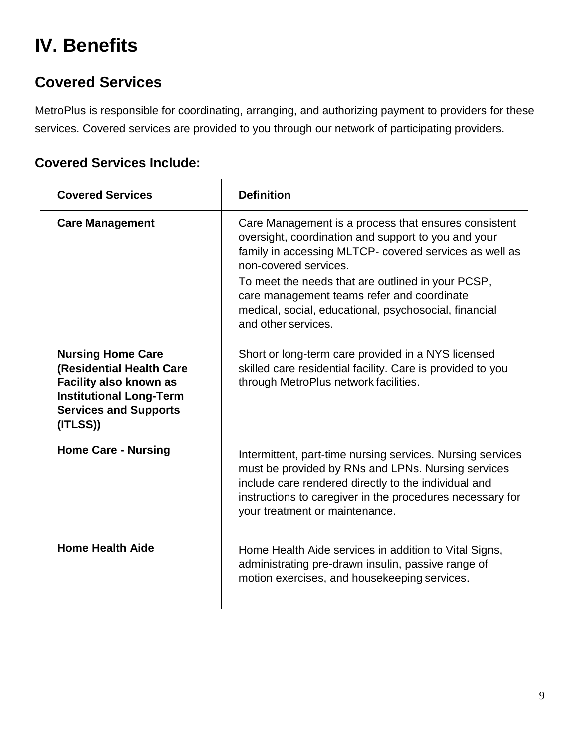# IV. Benefits

## Covered Services

MetroPlus is responsible for coordinating, arranging, and authorizing payment to providers for these services. Covered services are provided to you through our network of participating providers.

### Covered Services Include:

| Covered Services | Definition |
|---|---|
| **Care Management** | Care Management is a process that ensures consistent oversight, coordination and support to you and your family in accessing MLTCP- covered services as well as non-covered services.<br>To meet the needs that are outlined in your PCSP, care management teams refer and coordinate medical, social, educational, psychosocial, financial and other services. |
| **Nursing Home Care (Residential Health Care Facility also known as Institutional Long-Term Services and Supports (ITLSS))** | Short or long-term care provided in a NYS licensed skilled care residential facility. Care is provided to you through MetroPlus network facilities. |
| **Home Care - Nursing** | Intermittent, part-time nursing services. Nursing services must be provided by RNs and LPNs. Nursing services include care rendered directly to the individual and instructions to caregiver in the procedures necessary for your treatment or maintenance. |
| **Home Health Aide** | Home Health Aide services in addition to Vital Signs, administrating pre-drawn insulin, passive range of motion exercises, and housekeeping services. |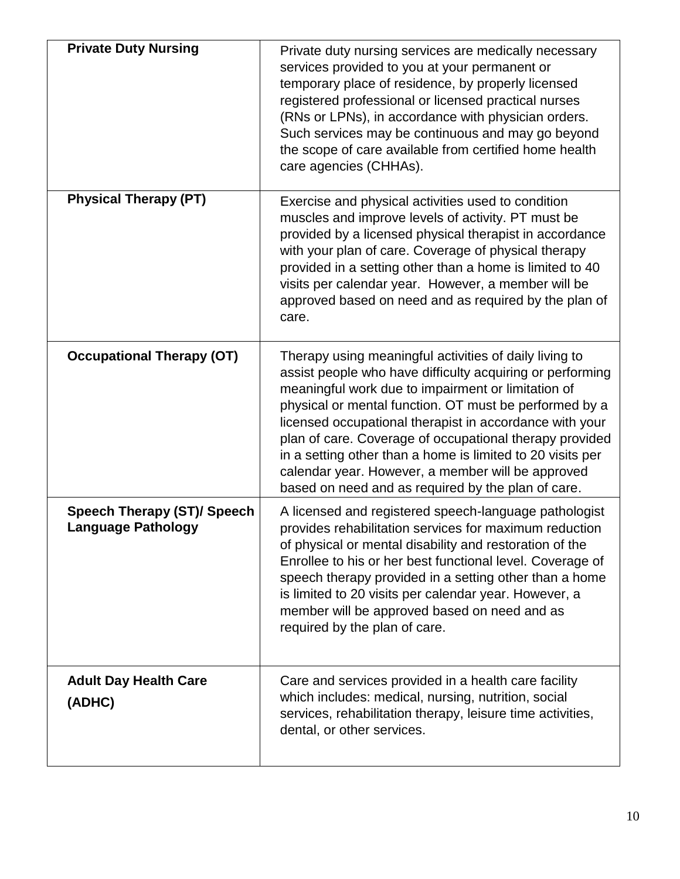| | |
|---|---|
| **Private Duty Nursing** | Private duty nursing services are medically necessary services provided to you at your permanent or temporary place of residence, by properly licensed registered professional or licensed practical nurses (RNs or LPNs), in accordance with physician orders. Such services may be continuous and may go beyond the scope of care available from certified home health care agencies (CHHAs). |
| **Physical Therapy (PT)** | Exercise and physical activities used to condition muscles and improve levels of activity. PT must be provided by a licensed physical therapist in accordance with your plan of care. Coverage of physical therapy provided in a setting other than a home is limited to 40 visits per calendar year. However, a member will be approved based on need and as required by the plan of care. |
| **Occupational Therapy (OT)** | Therapy using meaningful activities of daily living to assist people who have difficulty acquiring or performing meaningful work due to impairment or limitation of physical or mental function. OT must be performed by a licensed occupational therapist in accordance with your plan of care. Coverage of occupational therapy provided in a setting other than a home is limited to 20 visits per calendar year. However, a member will be approved based on need and as required by the plan of care. |
| **Speech Therapy (ST)/ Speech Language Pathology** | A licensed and registered speech-language pathologist provides rehabilitation services for maximum reduction of physical or mental disability and restoration of the Enrollee to his or her best functional level. Coverage of speech therapy provided in a setting other than a home is limited to 20 visits per calendar year. However, a member will be approved based on need and as required by the plan of care. |
| **Adult Day Health Care (ADHC)** | Care and services provided in a health care facility which includes: medical, nursing, nutrition, social services, rehabilitation therapy, leisure time activities, dental, or other services. |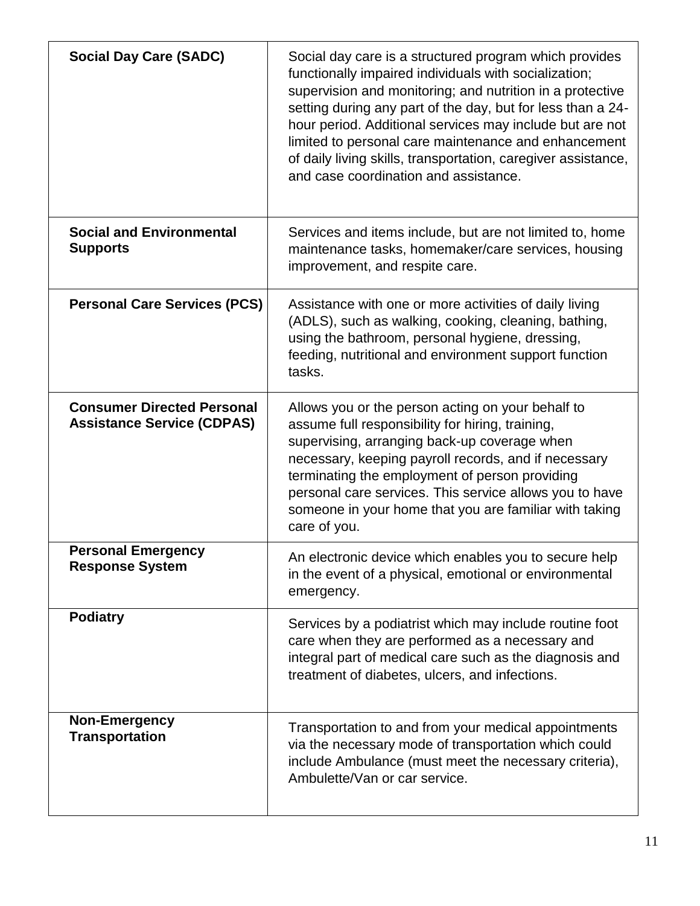| | |
|---|---|
| **Social Day Care (SADC)** | Social day care is a structured program which provides functionally impaired individuals with socialization; supervision and monitoring; and nutrition in a protective setting during any part of the day, but for less than a 24-hour period. Additional services may include but are not limited to personal care maintenance and enhancement of daily living skills, transportation, caregiver assistance, and case coordination and assistance. |
| **Social and Environmental Supports** | Services and items include, but are not limited to, home maintenance tasks, homemaker/care services, housing improvement, and respite care. |
| **Personal Care Services (PCS)** | Assistance with one or more activities of daily living (ADLS), such as walking, cooking, cleaning, bathing, using the bathroom, personal hygiene, dressing, feeding, nutritional and environment support function tasks. |
| **Consumer Directed Personal Assistance Service (CDPAS)** | Allows you or the person acting on your behalf to assume full responsibility for hiring, training, supervising, arranging back-up coverage when necessary, keeping payroll records, and if necessary terminating the employment of person providing personal care services. This service allows you to have someone in your home that you are familiar with taking care of you. |
| **Personal Emergency Response System** | An electronic device which enables you to secure help in the event of a physical, emotional or environmental emergency. |
| **Podiatry** | Services by a podiatrist which may include routine foot care when they are performed as a necessary and integral part of medical care such as the diagnosis and treatment of diabetes, ulcers, and infections. |
| **Non-Emergency Transportation** | Transportation to and from your medical appointments via the necessary mode of transportation which could include Ambulance (must meet the necessary criteria), Ambulette/Van or car service. |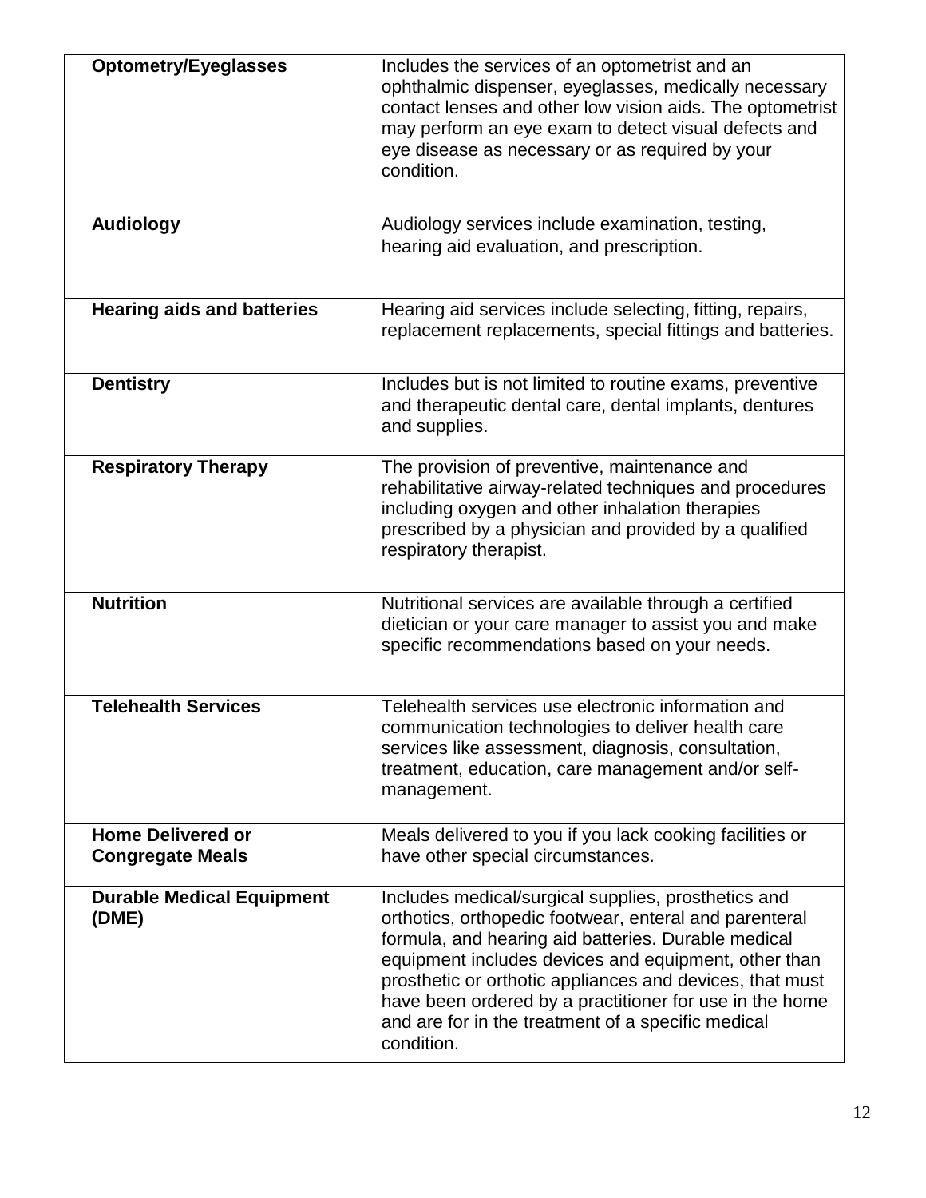| | |
|---|---|
| **Optometry/Eyeglasses** | Includes the services of an optometrist and an ophthalmic dispenser, eyeglasses, medically necessary contact lenses and other low vision aids. The optometrist may perform an eye exam to detect visual defects and eye disease as necessary or as required by your condition. |
| **Audiology** | Audiology services include examination, testing, hearing aid evaluation, and prescription. |
| **Hearing aids and batteries** | Hearing aid services include selecting, fitting, repairs, replacement replacements, special fittings and batteries. |
| **Dentistry** | Includes but is not limited to routine exams, preventive and therapeutic dental care, dental implants, dentures and supplies. |
| **Respiratory Therapy** | The provision of preventive, maintenance and rehabilitative airway-related techniques and procedures including oxygen and other inhalation therapies prescribed by a physician and provided by a qualified respiratory therapist. |
| **Nutrition** | Nutritional services are available through a certified dietician or your care manager to assist you and make specific recommendations based on your needs. |
| **Telehealth Services** | Telehealth services use electronic information and communication technologies to deliver health care services like assessment, diagnosis, consultation, treatment, education, care management and/or self-management. |
| **Home Delivered or Congregate Meals** | Meals delivered to you if you lack cooking facilities or have other special circumstances. |
| **Durable Medical Equipment (DME)** | Includes medical/surgical supplies, prosthetics and orthotics, orthopedic footwear, enteral and parenteral formula, and hearing aid batteries. Durable medical equipment includes devices and equipment, other than prosthetic or orthotic appliances and devices, that must have been ordered by a practitioner for use in the home and are for in the treatment of a specific medical condition. |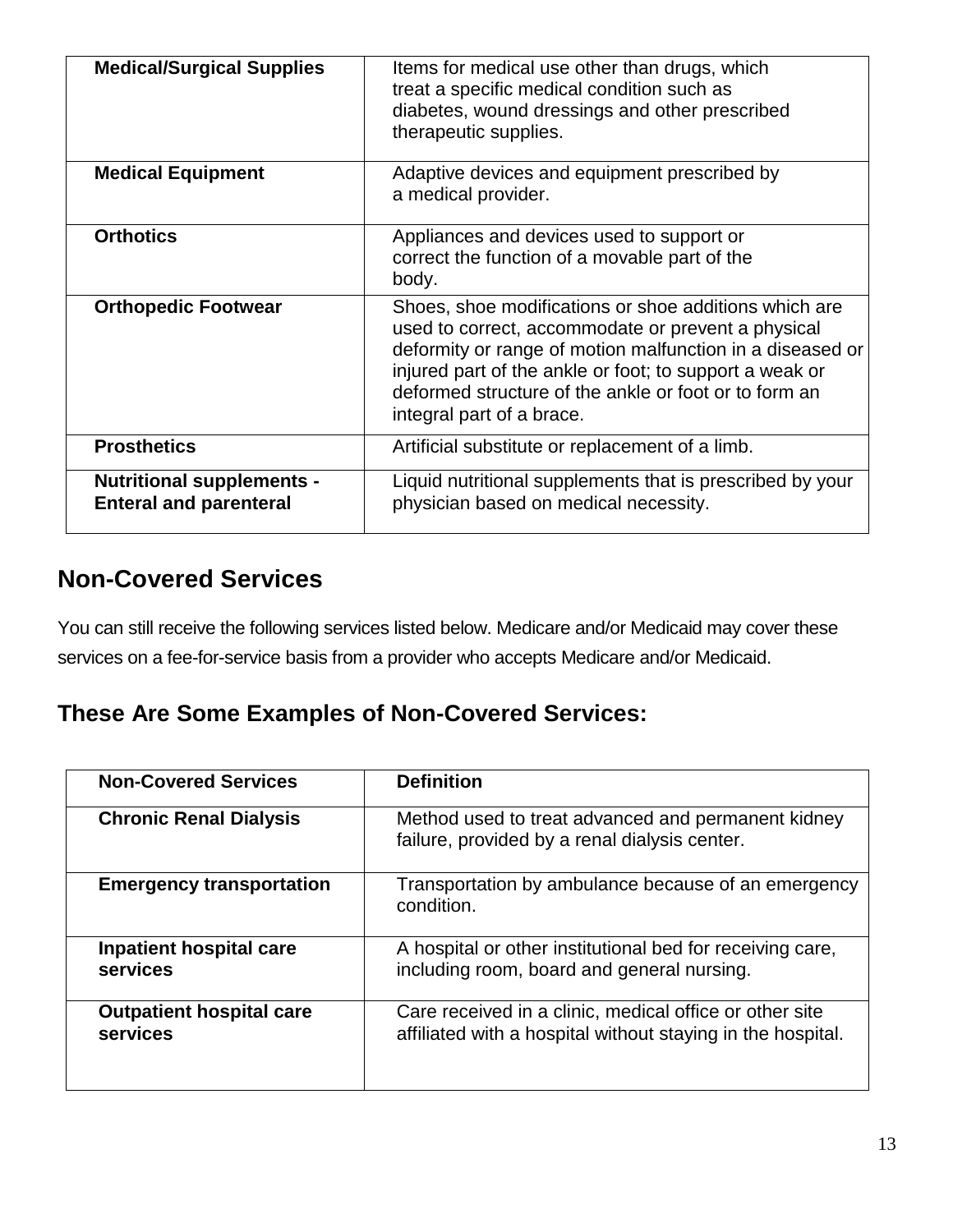| | |
|---|---|
| **Medical/Surgical Supplies** | Items for medical use other than drugs, which treat a specific medical condition such as diabetes, wound dressings and other prescribed therapeutic supplies. |
| **Medical Equipment** | Adaptive devices and equipment prescribed by a medical provider. |
| **Orthotics** | Appliances and devices used to support or correct the function of a movable part of the body. |
| **Orthopedic Footwear** | Shoes, shoe modifications or shoe additions which are used to correct, accommodate or prevent a physical deformity or range of motion malfunction in a diseased or injured part of the ankle or foot; to support a weak or deformed structure of the ankle or foot or to form an integral part of a brace. |
| **Prosthetics** | Artificial substitute or replacement of a limb. |
| **Nutritional supplements - Enteral and parenteral** | Liquid nutritional supplements that is prescribed by your physician based on medical necessity. |

## Non-Covered Services

You can still receive the following services listed below. Medicare and/or Medicaid may cover these services on a fee-for-service basis from a provider who accepts Medicare and/or Medicaid.

## These Are Some Examples of Non-Covered Services:

| Non-Covered Services | Definition |
|---|---|
| **Chronic Renal Dialysis** | Method used to treat advanced and permanent kidney failure, provided by a renal dialysis center. |
| **Emergency transportation** | Transportation by ambulance because of an emergency condition. |
| **Inpatient hospital care services** | A hospital or other institutional bed for receiving care, including room, board and general nursing. |
| **Outpatient hospital care services** | Care received in a clinic, medical office or other site affiliated with a hospital without staying in the hospital. |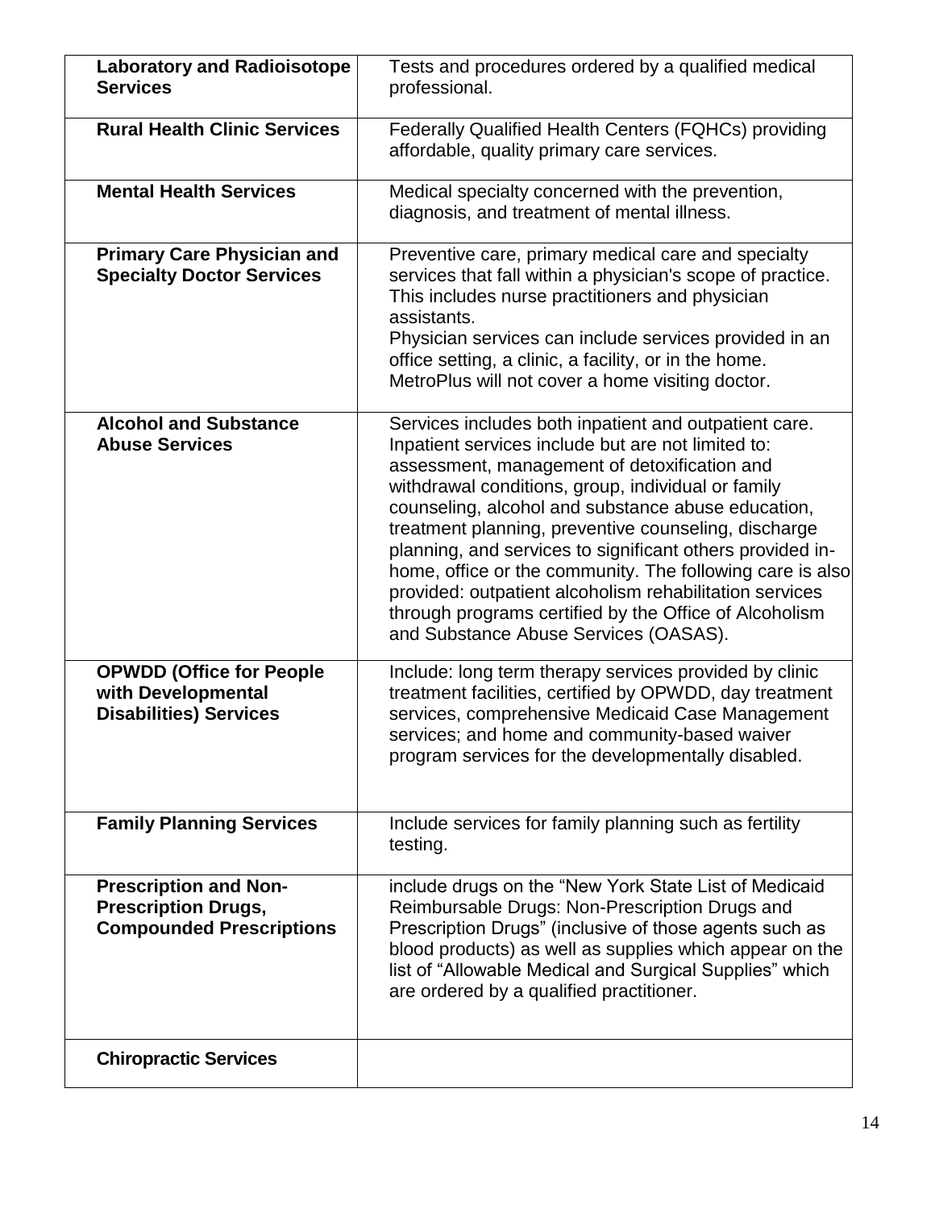| | |
|---|---|
| **Laboratory and Radioisotope Services** | Tests and procedures ordered by a qualified medical professional. |
| **Rural Health Clinic Services** | Federally Qualified Health Centers (FQHCs) providing affordable, quality primary care services. |
| **Mental Health Services** | Medical specialty concerned with the prevention, diagnosis, and treatment of mental illness. |
| **Primary Care Physician and Specialty Doctor Services** | Preventive care, primary medical care and specialty services that fall within a physician's scope of practice. This includes nurse practitioners and physician assistants.<br>Physician services can include services provided in an office setting, a clinic, a facility, or in the home. MetroPlus will not cover a home visiting doctor. |
| **Alcohol and Substance Abuse Services** | Services includes both inpatient and outpatient care. Inpatient services include but are not limited to: assessment, management of detoxification and withdrawal conditions, group, individual or family counseling, alcohol and substance abuse education, treatment planning, preventive counseling, discharge planning, and services to significant others provided in-home, office or the community. The following care is also provided: outpatient alcoholism rehabilitation services through programs certified by the Office of Alcoholism and Substance Abuse Services (OASAS). |
| **OPWDD (Office for People with Developmental Disabilities) Services** | Include: long term therapy services provided by clinic treatment facilities, certified by OPWDD, day treatment services, comprehensive Medicaid Case Management services; and home and community-based waiver program services for the developmentally disabled. |
| **Family Planning Services** | Include services for family planning such as fertility testing. |
| **Prescription and Non-Prescription Drugs, Compounded Prescriptions** | include drugs on the "New York State List of Medicaid Reimbursable Drugs: Non-Prescription Drugs and Prescription Drugs" (inclusive of those agents such as blood products) as well as supplies which appear on the list of "Allowable Medical and Surgical Supplies" which are ordered by a qualified practitioner. |
| **Chiropractic Services** | |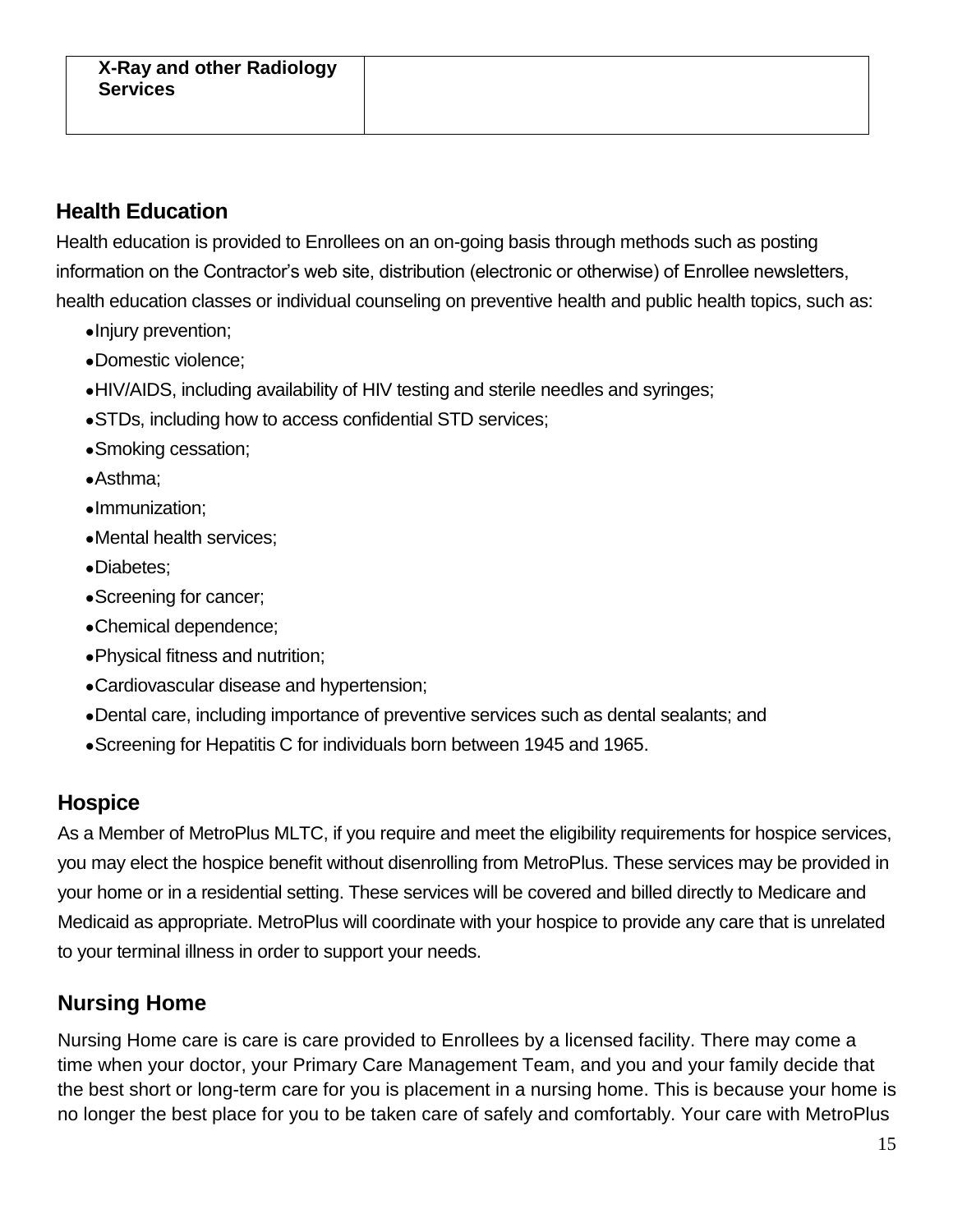| X-Ray and other Radiology Services | |
|---|---|

## Health Education

Health education is provided to Enrollees on an on-going basis through methods such as posting information on the Contractor's web site, distribution (electronic or otherwise) of Enrollee newsletters, health education classes or individual counseling on preventive health and public health topics, such as:

- Injury prevention;
- Domestic violence;
- HIV/AIDS, including availability of HIV testing and sterile needles and syringes;
- STDs, including how to access confidential STD services;
- Smoking cessation;
- Asthma;
- Immunization;
- Mental health services;
- Diabetes;
- Screening for cancer;
- Chemical dependence;
- Physical fitness and nutrition;
- Cardiovascular disease and hypertension;
- Dental care, including importance of preventive services such as dental sealants; and
- Screening for Hepatitis C for individuals born between 1945 and 1965.

## Hospice

As a Member of MetroPlus MLTC, if you require and meet the eligibility requirements for hospice services, you may elect the hospice benefit without disenrolling from MetroPlus. These services may be provided in your home or in a residential setting. These services will be covered and billed directly to Medicare and Medicaid as appropriate. MetroPlus will coordinate with your hospice to provide any care that is unrelated to your terminal illness in order to support your needs.

## Nursing Home

Nursing Home care is care is care provided to Enrollees by a licensed facility. There may come a time when your doctor, your Primary Care Management Team, and you and your family decide that the best short or long-term care for you is placement in a nursing home. This is because your home is no longer the best place for you to be taken care of safely and comfortably. Your care with MetroPlus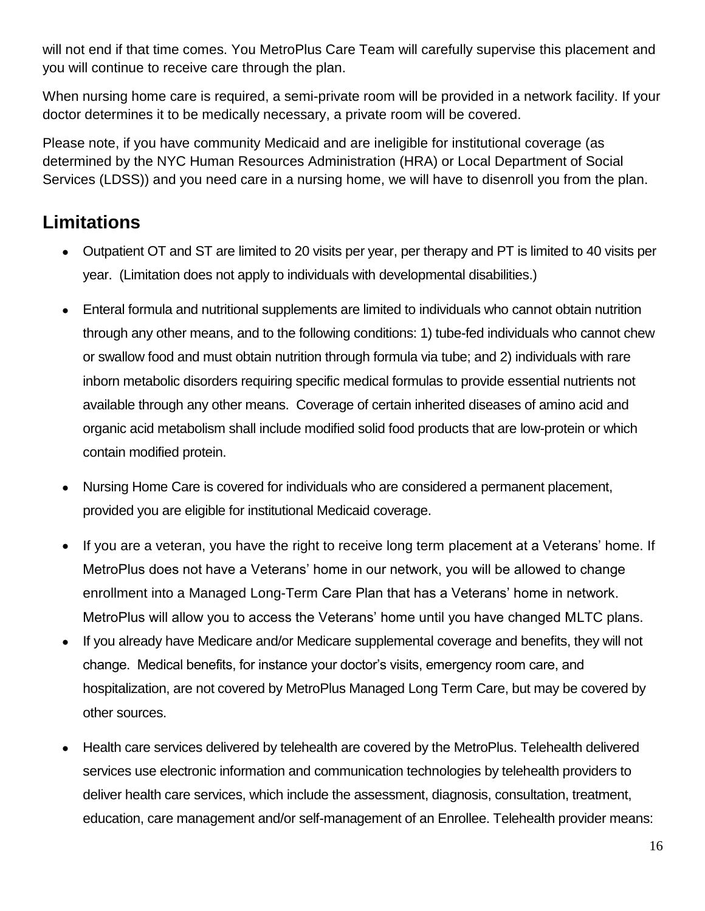will not end if that time comes. You MetroPlus Care Team will carefully supervise this placement and you will continue to receive care through the plan.

When nursing home care is required, a semi-private room will be provided in a network facility. If your doctor determines it to be medically necessary, a private room will be covered.

Please note, if you have community Medicaid and are ineligible for institutional coverage (as determined by the NYC Human Resources Administration (HRA) or Local Department of Social Services (LDSS)) and you need care in a nursing home, we will have to disenroll you from the plan.

## Limitations

- Outpatient OT and ST are limited to 20 visits per year, per therapy and PT is limited to 40 visits per year. (Limitation does not apply to individuals with developmental disabilities.)
- Enteral formula and nutritional supplements are limited to individuals who cannot obtain nutrition through any other means, and to the following conditions: 1) tube-fed individuals who cannot chew or swallow food and must obtain nutrition through formula via tube; and 2) individuals with rare inborn metabolic disorders requiring specific medical formulas to provide essential nutrients not available through any other means. Coverage of certain inherited diseases of amino acid and organic acid metabolism shall include modified solid food products that are low-protein or which contain modified protein.
- Nursing Home Care is covered for individuals who are considered a permanent placement, provided you are eligible for institutional Medicaid coverage.
- If you are a veteran, you have the right to receive long term placement at a Veterans' home. If MetroPlus does not have a Veterans' home in our network, you will be allowed to change enrollment into a Managed Long-Term Care Plan that has a Veterans' home in network. MetroPlus will allow you to access the Veterans' home until you have changed MLTC plans.
- If you already have Medicare and/or Medicare supplemental coverage and benefits, they will not change. Medical benefits, for instance your doctor's visits, emergency room care, and hospitalization, are not covered by MetroPlus Managed Long Term Care, but may be covered by other sources.
- Health care services delivered by telehealth are covered by the MetroPlus. Telehealth delivered services use electronic information and communication technologies by telehealth providers to deliver health care services, which include the assessment, diagnosis, consultation, treatment, education, care management and/or self-management of an Enrollee. Telehealth provider means: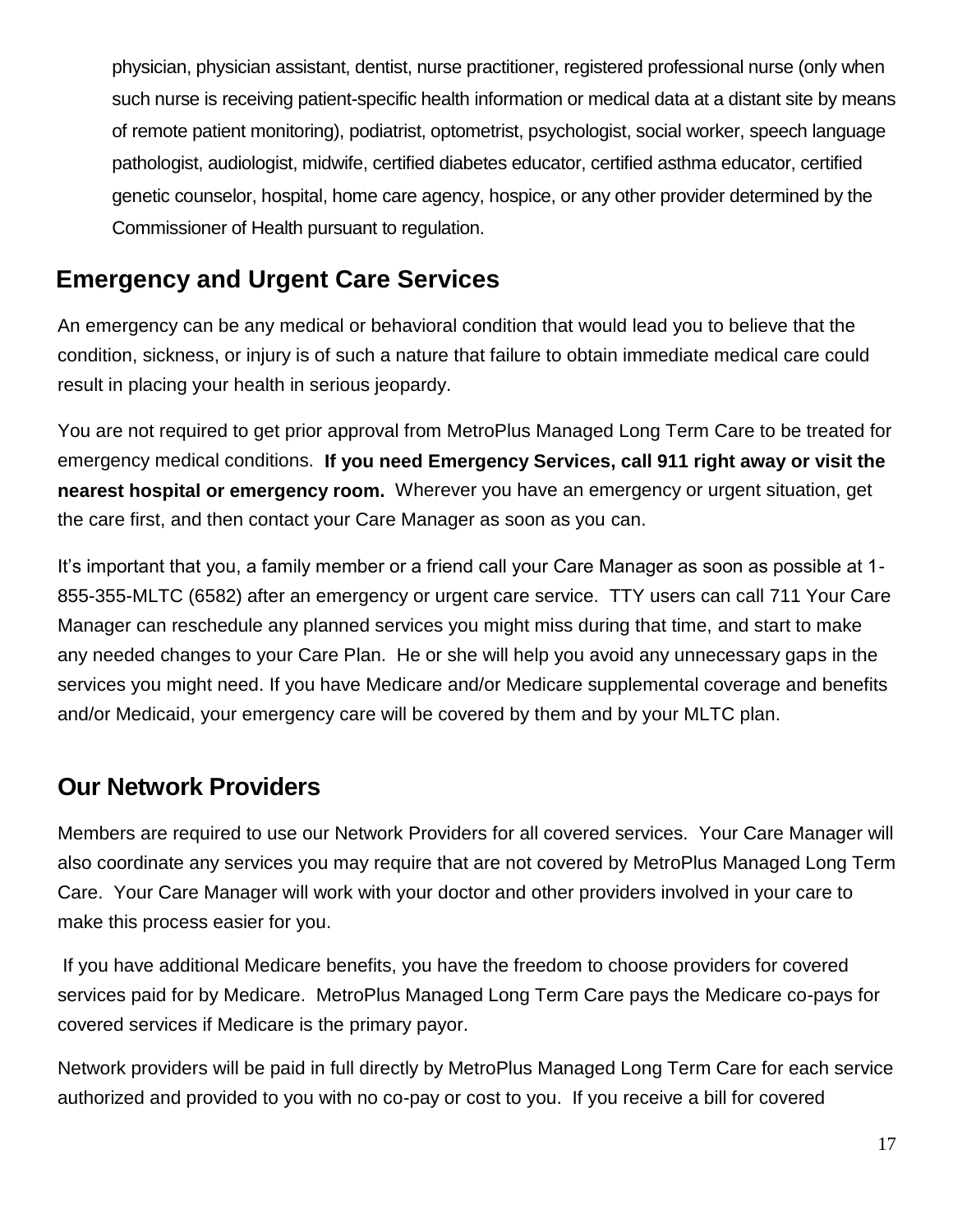physician, physician assistant, dentist, nurse practitioner, registered professional nurse (only when such nurse is receiving patient-specific health information or medical data at a distant site by means of remote patient monitoring), podiatrist, optometrist, psychologist, social worker, speech language pathologist, audiologist, midwife, certified diabetes educator, certified asthma educator, certified genetic counselor, hospital, home care agency, hospice, or any other provider determined by the Commissioner of Health pursuant to regulation.

## Emergency and Urgent Care Services

An emergency can be any medical or behavioral condition that would lead you to believe that the condition, sickness, or injury is of such a nature that failure to obtain immediate medical care could result in placing your health in serious jeopardy.

You are not required to get prior approval from MetroPlus Managed Long Term Care to be treated for emergency medical conditions. **If you need Emergency Services, call 911 right away or visit the nearest hospital or emergency room.** Wherever you have an emergency or urgent situation, get the care first, and then contact your Care Manager as soon as you can.

It's important that you, a family member or a friend call your Care Manager as soon as possible at 1-855-355-MLTC (6582) after an emergency or urgent care service. TTY users can call 711 Your Care Manager can reschedule any planned services you might miss during that time, and start to make any needed changes to your Care Plan. He or she will help you avoid any unnecessary gaps in the services you might need. If you have Medicare and/or Medicare supplemental coverage and benefits and/or Medicaid, your emergency care will be covered by them and by your MLTC plan.

## Our Network Providers

Members are required to use our Network Providers for all covered services. Your Care Manager will also coordinate any services you may require that are not covered by MetroPlus Managed Long Term Care. Your Care Manager will work with your doctor and other providers involved in your care to make this process easier for you.

If you have additional Medicare benefits, you have the freedom to choose providers for covered services paid for by Medicare. MetroPlus Managed Long Term Care pays the Medicare co-pays for covered services if Medicare is the primary payor.

Network providers will be paid in full directly by MetroPlus Managed Long Term Care for each service authorized and provided to you with no co-pay or cost to you. If you receive a bill for covered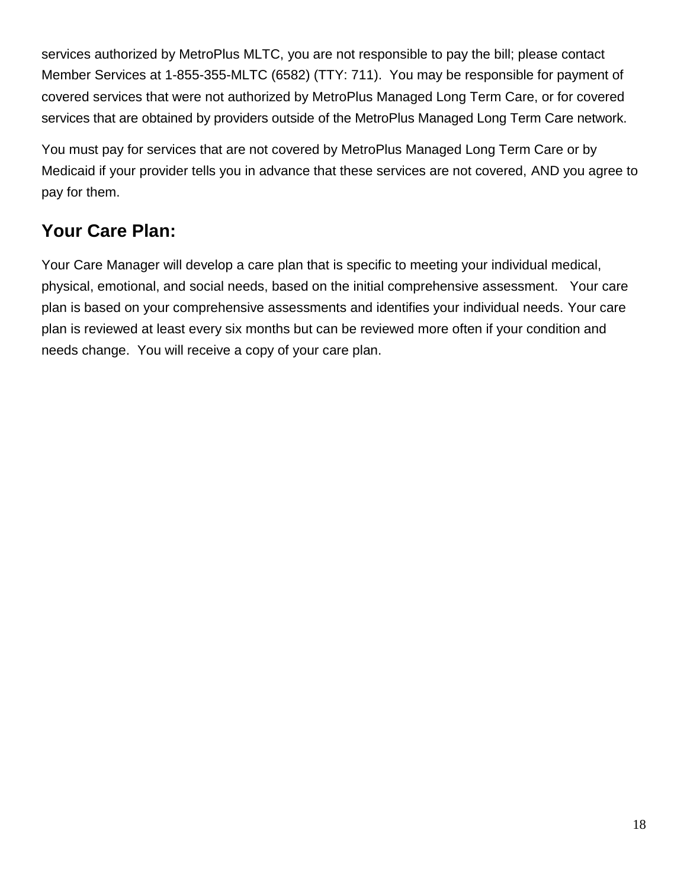services authorized by MetroPlus MLTC, you are not responsible to pay the bill; please contact Member Services at 1-855-355-MLTC (6582) (TTY: 711). You may be responsible for payment of covered services that were not authorized by MetroPlus Managed Long Term Care, or for covered services that are obtained by providers outside of the MetroPlus Managed Long Term Care network.

You must pay for services that are not covered by MetroPlus Managed Long Term Care or by Medicaid if your provider tells you in advance that these services are not covered, AND you agree to pay for them.

## Your Care Plan:

Your Care Manager will develop a care plan that is specific to meeting your individual medical, physical, emotional, and social needs, based on the initial comprehensive assessment. Your care plan is based on your comprehensive assessments and identifies your individual needs. Your care plan is reviewed at least every six months but can be reviewed more often if your condition and needs change. You will receive a copy of your care plan.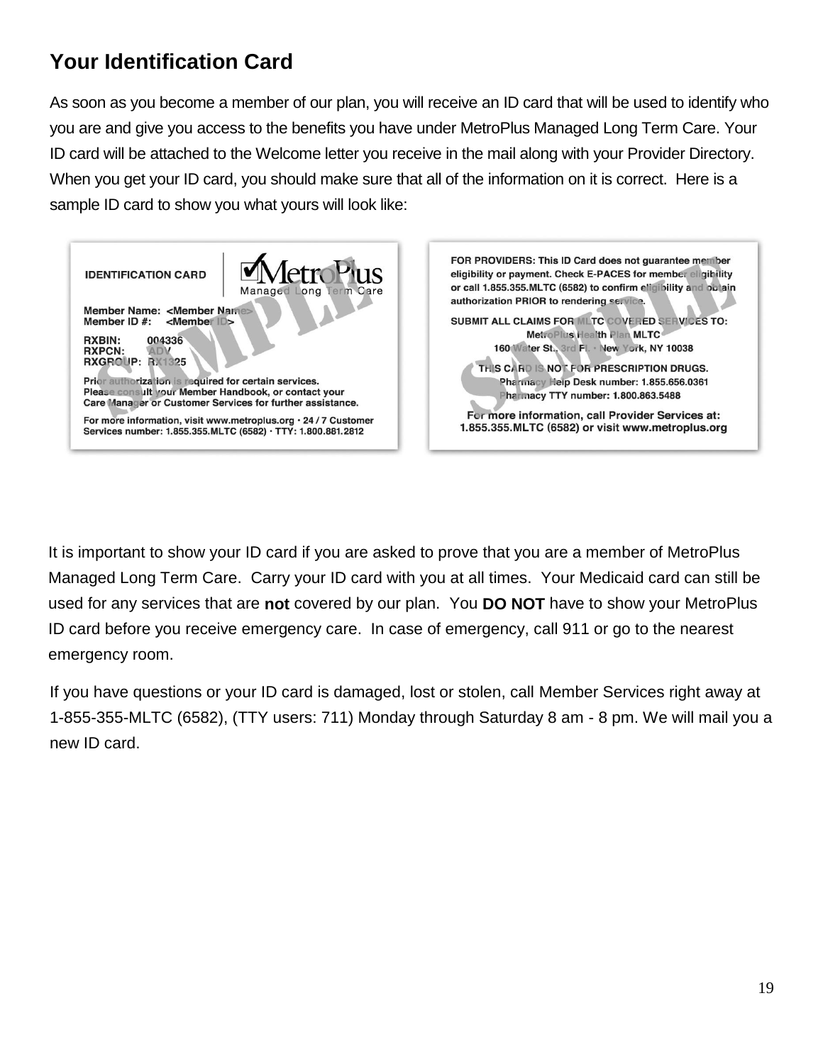## Your Identification Card

As soon as you become a member of our plan, you will receive an ID card that will be used to identify who you are and give you access to the benefits you have under MetroPlus Managed Long Term Care. Your ID card will be attached to the Welcome letter you receive in the mail along with your Provider Directory. When you get your ID card, you should make sure that all of the information on it is correct. Here is a sample ID card to show you what yours will look like:

**IDENTIFICATION CARD** — MetroPlus Managed Long Term Care

Member Name: <Member Name>
Member ID #: <Member ID>

RXBIN: 004336
RXPCN: ADV
RXGROUP: RX1325

Prior authorization is required for certain services. Please consult your Member Handbook, or contact your Care Manager or Customer Services for further assistance.

For more information, visit www.metroplus.org · 24 / 7 Customer Services number: 1.855.355.MLTC (6582) · TTY: 1.800.881.2812

FOR PROVIDERS: This ID Card does not guarantee member eligibility or payment. Check E-PACES for member eligibility or call 1.855.355.MLTC (6582) to confirm eligibility and obtain authorization PRIOR to rendering service.

SUBMIT ALL CLAIMS FOR MLTC COVERED SERVICES TO:
MetroPlus Health Plan MLTC
160 Water St., 3rd Fl. · New York, NY 10038

THIS CARD IS NOT FOR PRESCRIPTION DRUGS.
Pharmacy Help Desk number: 1.855.656.0361
Pharmacy TTY number: 1.800.863.5488

For more information, call Provider Services at: 1.855.355.MLTC (6582) or visit www.metroplus.org

It is important to show your ID card if you are asked to prove that you are a member of MetroPlus Managed Long Term Care. Carry your ID card with you at all times. Your Medicaid card can still be used for any services that are **not** covered by our plan. You **DO NOT** have to show your MetroPlus ID card before you receive emergency care. In case of emergency, call 911 or go to the nearest emergency room.

If you have questions or your ID card is damaged, lost or stolen, call Member Services right away at 1-855-355-MLTC (6582), (TTY users: 711) Monday through Saturday 8 am - 8 pm. We will mail you a new ID card.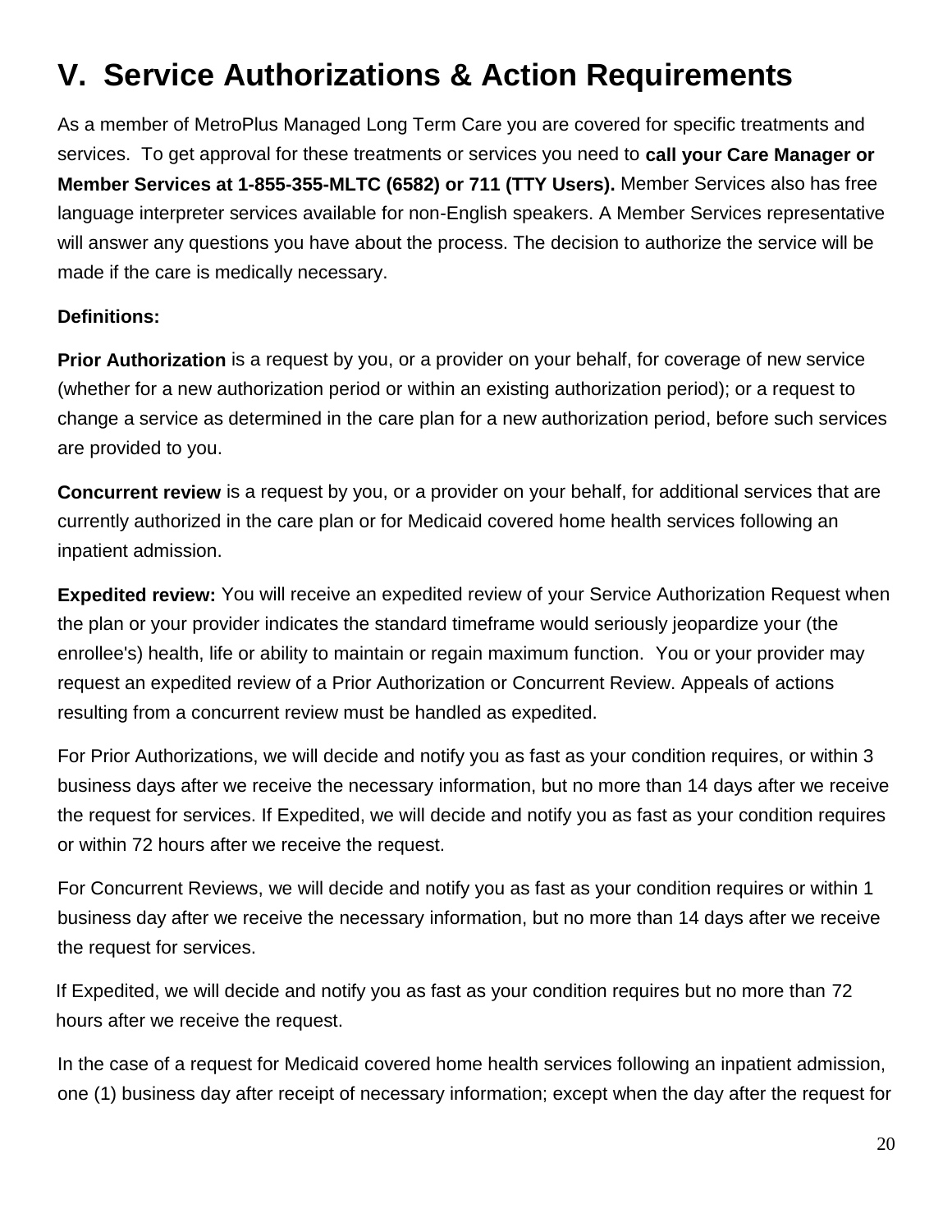# V. Service Authorizations & Action Requirements

As a member of MetroPlus Managed Long Term Care you are covered for specific treatments and services. To get approval for these treatments or services you need to **call your Care Manager or Member Services at 1-855-355-MLTC (6582) or 711 (TTY Users).** Member Services also has free language interpreter services available for non-English speakers. A Member Services representative will answer any questions you have about the process. The decision to authorize the service will be made if the care is medically necessary.

**Definitions:**

**Prior Authorization** is a request by you, or a provider on your behalf, for coverage of new service (whether for a new authorization period or within an existing authorization period); or a request to change a service as determined in the care plan for a new authorization period, before such services are provided to you.

**Concurrent review** is a request by you, or a provider on your behalf, for additional services that are currently authorized in the care plan or for Medicaid covered home health services following an inpatient admission.

**Expedited review:** You will receive an expedited review of your Service Authorization Request when the plan or your provider indicates the standard timeframe would seriously jeopardize your (the enrollee's) health, life or ability to maintain or regain maximum function. You or your provider may request an expedited review of a Prior Authorization or Concurrent Review. Appeals of actions resulting from a concurrent review must be handled as expedited.

For Prior Authorizations, we will decide and notify you as fast as your condition requires, or within 3 business days after we receive the necessary information, but no more than 14 days after we receive the request for services. If Expedited, we will decide and notify you as fast as your condition requires or within 72 hours after we receive the request.

For Concurrent Reviews, we will decide and notify you as fast as your condition requires or within 1 business day after we receive the necessary information, but no more than 14 days after we receive the request for services.

If Expedited, we will decide and notify you as fast as your condition requires but no more than 72 hours after we receive the request.

In the case of a request for Medicaid covered home health services following an inpatient admission, one (1) business day after receipt of necessary information; except when the day after the request for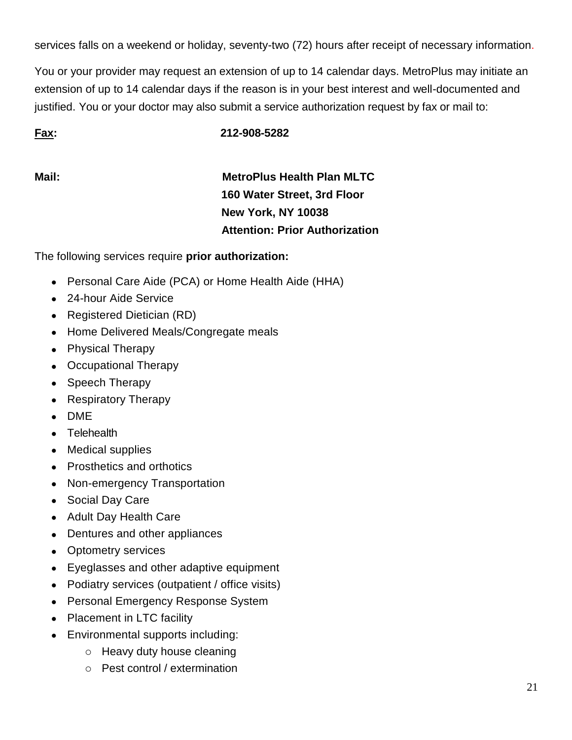services falls on a weekend or holiday, seventy-two (72) hours after receipt of necessary information.

You or your provider may request an extension of up to 14 calendar days. MetroPlus may initiate an extension of up to 14 calendar days if the reason is in your best interest and well-documented and justified. You or your doctor may also submit a service authorization request by fax or mail to:

**Fax:** **212-908-5282**

**Mail:** **MetroPlus Health Plan MLTC**
**160 Water Street, 3rd Floor**
**New York, NY 10038**
**Attention: Prior Authorization**

The following services require **prior authorization:**

- Personal Care Aide (PCA) or Home Health Aide (HHA)
- 24-hour Aide Service
- Registered Dietician (RD)
- Home Delivered Meals/Congregate meals
- Physical Therapy
- Occupational Therapy
- Speech Therapy
- Respiratory Therapy
- DME
- Telehealth
- Medical supplies
- Prosthetics and orthotics
- Non-emergency Transportation
- Social Day Care
- Adult Day Health Care
- Dentures and other appliances
- Optometry services
- Eyeglasses and other adaptive equipment
- Podiatry services (outpatient / office visits)
- Personal Emergency Response System
- Placement in LTC facility
- Environmental supports including:
  - Heavy duty house cleaning
  - Pest control / extermination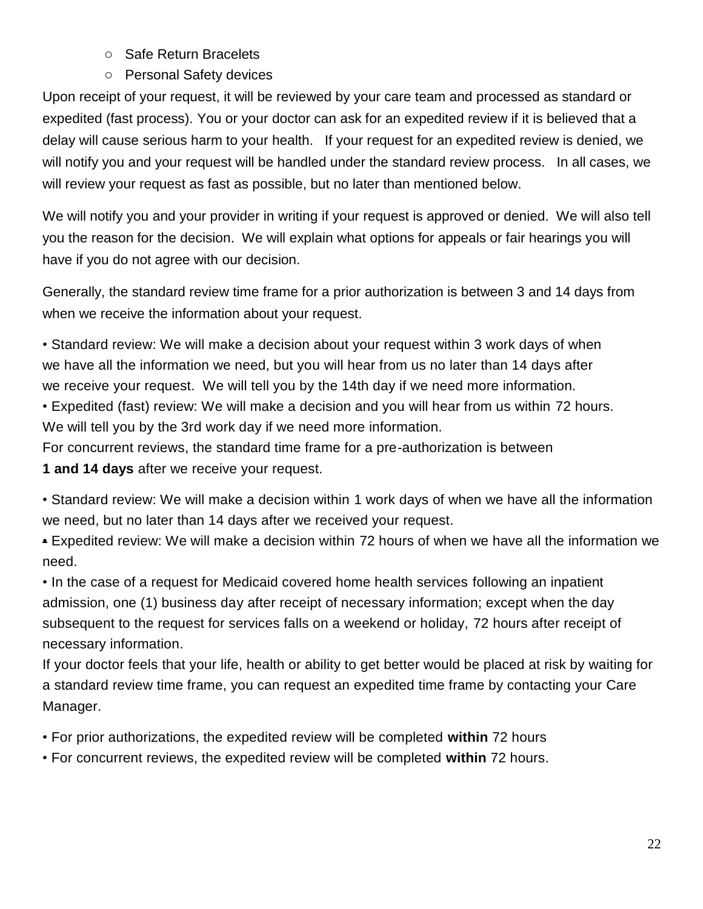- Safe Return Bracelets
- Personal Safety devices

Upon receipt of your request, it will be reviewed by your care team and processed as standard or expedited (fast process). You or your doctor can ask for an expedited review if it is believed that a delay will cause serious harm to your health. If your request for an expedited review is denied, we will notify you and your request will be handled under the standard review process. In all cases, we will review your request as fast as possible, but no later than mentioned below.

We will notify you and your provider in writing if your request is approved or denied. We will also tell you the reason for the decision. We will explain what options for appeals or fair hearings you will have if you do not agree with our decision.

Generally, the standard review time frame for a prior authorization is between 3 and 14 days from when we receive the information about your request.

- Standard review: We will make a decision about your request within 3 work days of when we have all the information we need, but you will hear from us no later than 14 days after we receive your request. We will tell you by the 14th day if we need more information.
- Expedited (fast) review: We will make a decision and you will hear from us within 72 hours. We will tell you by the 3rd work day if we need more information.

For concurrent reviews, the standard time frame for a pre-authorization is between **1 and 14 days** after we receive your request.

- Standard review: We will make a decision within 1 work days of when we have all the information we need, but no later than 14 days after we received your request.
- Expedited review: We will make a decision within 72 hours of when we have all the information we need.
- In the case of a request for Medicaid covered home health services following an inpatient admission, one (1) business day after receipt of necessary information; except when the day subsequent to the request for services falls on a weekend or holiday, 72 hours after receipt of necessary information.

If your doctor feels that your life, health or ability to get better would be placed at risk by waiting for a standard review time frame, you can request an expedited time frame by contacting your Care Manager.

- For prior authorizations, the expedited review will be completed **within** 72 hours
- For concurrent reviews, the expedited review will be completed **within** 72 hours.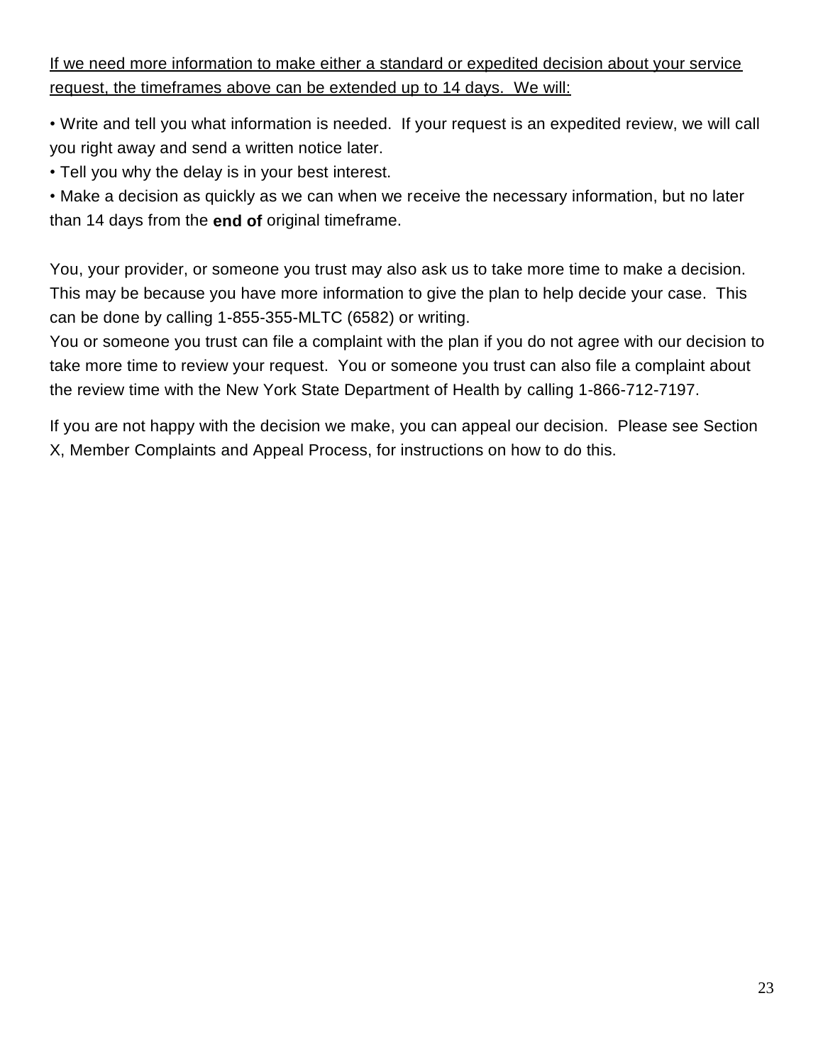<u>If we need more information to make either a standard or expedited decision about your service request, the timeframes above can be extended up to 14 days. We will:</u>

- Write and tell you what information is needed. If your request is an expedited review, we will call you right away and send a written notice later.
- Tell you why the delay is in your best interest.
- Make a decision as quickly as we can when we receive the necessary information, but no later than 14 days from the **end of** original timeframe.

You, your provider, or someone you trust may also ask us to take more time to make a decision. This may be because you have more information to give the plan to help decide your case. This can be done by calling 1-855-355-MLTC (6582) or writing.
You or someone you trust can file a complaint with the plan if you do not agree with our decision to take more time to review your request. You or someone you trust can also file a complaint about the review time with the New York State Department of Health by calling 1-866-712-7197.

If you are not happy with the decision we make, you can appeal our decision. Please see Section X, Member Complaints and Appeal Process, for instructions on how to do this.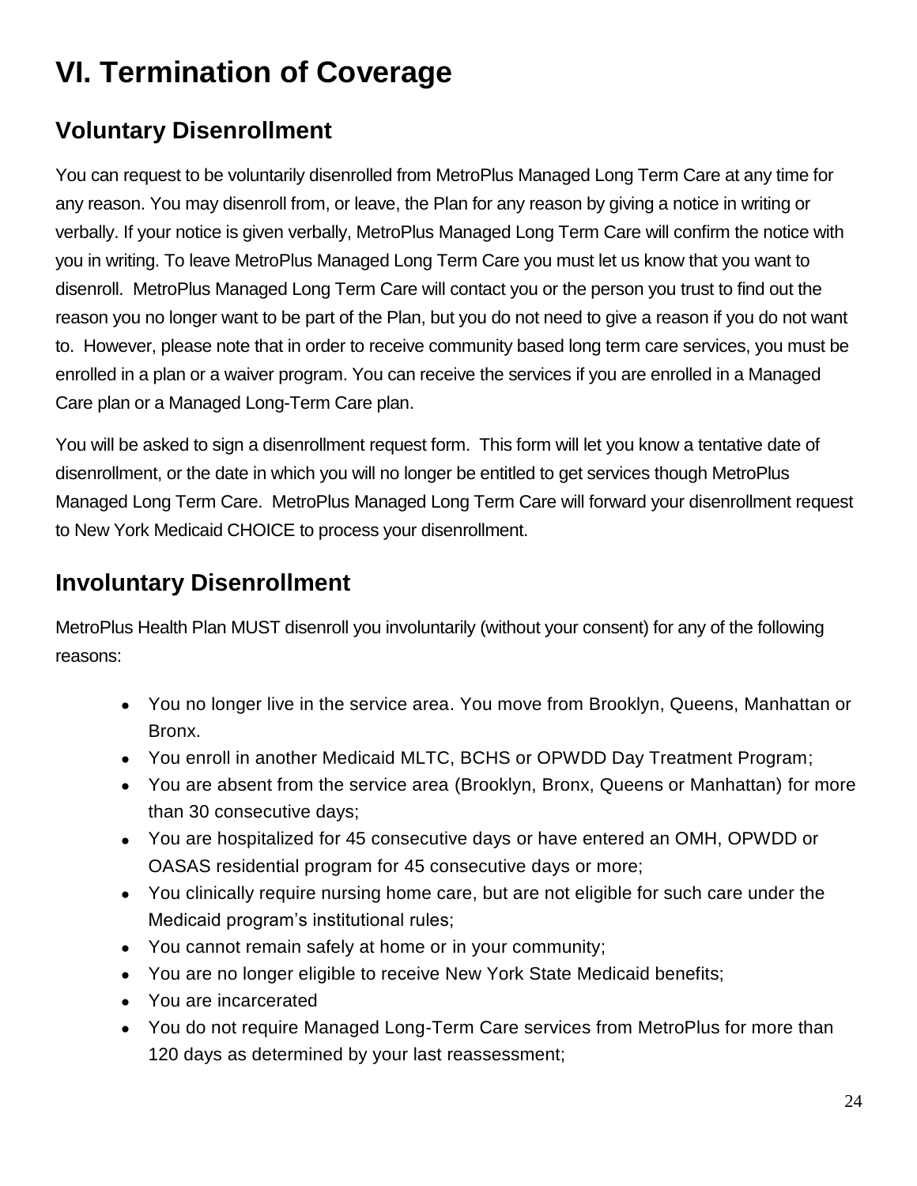# VI. Termination of Coverage

## Voluntary Disenrollment

You can request to be voluntarily disenrolled from MetroPlus Managed Long Term Care at any time for any reason. You may disenroll from, or leave, the Plan for any reason by giving a notice in writing or verbally. If your notice is given verbally, MetroPlus Managed Long Term Care will confirm the notice with you in writing. To leave MetroPlus Managed Long Term Care you must let us know that you want to disenroll. MetroPlus Managed Long Term Care will contact you or the person you trust to find out the reason you no longer want to be part of the Plan, but you do not need to give a reason if you do not want to. However, please note that in order to receive community based long term care services, you must be enrolled in a plan or a waiver program. You can receive the services if you are enrolled in a Managed Care plan or a Managed Long-Term Care plan.

You will be asked to sign a disenrollment request form. This form will let you know a tentative date of disenrollment, or the date in which you will no longer be entitled to get services though MetroPlus Managed Long Term Care. MetroPlus Managed Long Term Care will forward your disenrollment request to New York Medicaid CHOICE to process your disenrollment.

## Involuntary Disenrollment

MetroPlus Health Plan MUST disenroll you involuntarily (without your consent) for any of the following reasons:

- You no longer live in the service area. You move from Brooklyn, Queens, Manhattan or Bronx.
- You enroll in another Medicaid MLTC, BCHS or OPWDD Day Treatment Program;
- You are absent from the service area (Brooklyn, Bronx, Queens or Manhattan) for more than 30 consecutive days;
- You are hospitalized for 45 consecutive days or have entered an OMH, OPWDD or OASAS residential program for 45 consecutive days or more;
- You clinically require nursing home care, but are not eligible for such care under the Medicaid program's institutional rules;
- You cannot remain safely at home or in your community;
- You are no longer eligible to receive New York State Medicaid benefits;
- You are incarcerated
- You do not require Managed Long-Term Care services from MetroPlus for more than 120 days as determined by your last reassessment;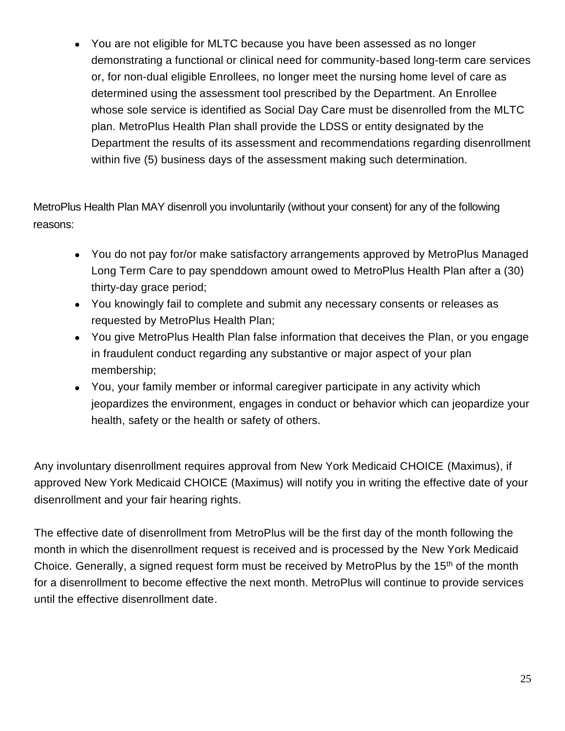- You are not eligible for MLTC because you have been assessed as no longer demonstrating a functional or clinical need for community-based long-term care services or, for non-dual eligible Enrollees, no longer meet the nursing home level of care as determined using the assessment tool prescribed by the Department. An Enrollee whose sole service is identified as Social Day Care must be disenrolled from the MLTC plan. MetroPlus Health Plan shall provide the LDSS or entity designated by the Department the results of its assessment and recommendations regarding disenrollment within five (5) business days of the assessment making such determination.

MetroPlus Health Plan MAY disenroll you involuntarily (without your consent) for any of the following reasons:

- You do not pay for/or make satisfactory arrangements approved by MetroPlus Managed Long Term Care to pay spenddown amount owed to MetroPlus Health Plan after a (30) thirty-day grace period;
- You knowingly fail to complete and submit any necessary consents or releases as requested by MetroPlus Health Plan;
- You give MetroPlus Health Plan false information that deceives the Plan, or you engage in fraudulent conduct regarding any substantive or major aspect of your plan membership;
- You, your family member or informal caregiver participate in any activity which jeopardizes the environment, engages in conduct or behavior which can jeopardize your health, safety or the health or safety of others.

Any involuntary disenrollment requires approval from New York Medicaid CHOICE (Maximus), if approved New York Medicaid CHOICE (Maximus) will notify you in writing the effective date of your disenrollment and your fair hearing rights.

The effective date of disenrollment from MetroPlus will be the first day of the month following the month in which the disenrollment request is received and is processed by the New York Medicaid Choice. Generally, a signed request form must be received by MetroPlus by the 15th of the month for a disenrollment to become effective the next month. MetroPlus will continue to provide services until the effective disenrollment date.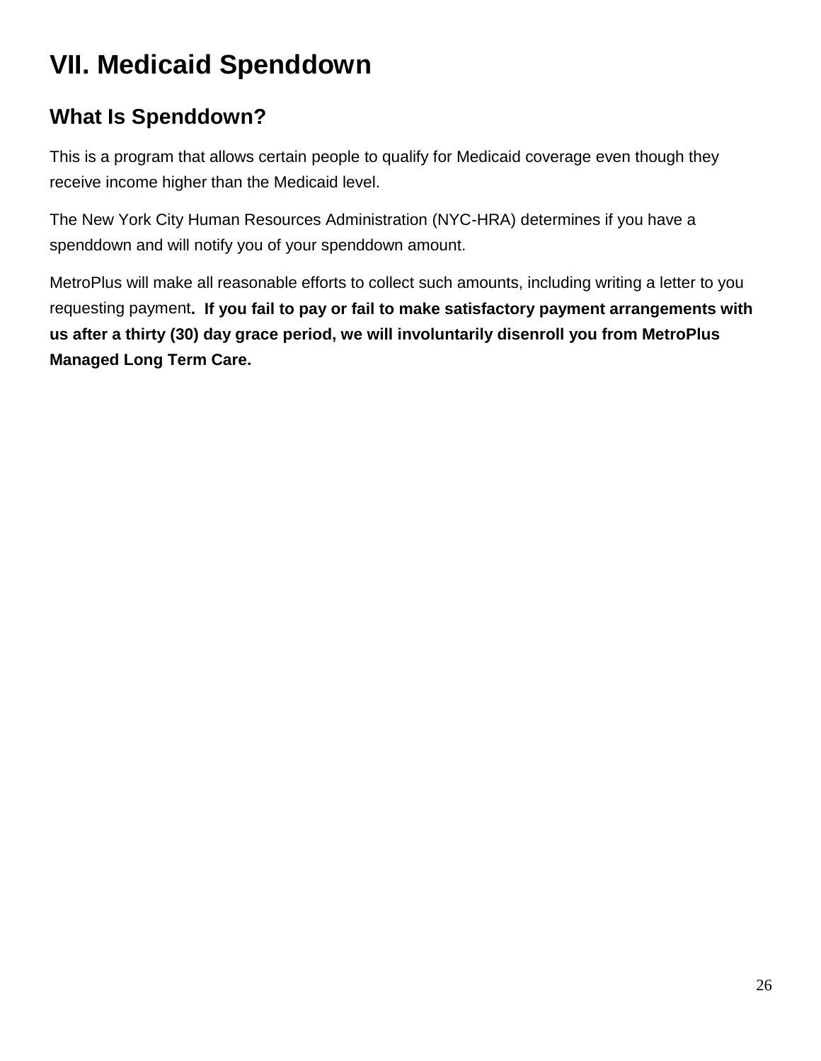# VII. Medicaid Spenddown

## What Is Spenddown?

This is a program that allows certain people to qualify for Medicaid coverage even though they receive income higher than the Medicaid level.

The New York City Human Resources Administration (NYC-HRA) determines if you have a spenddown and will notify you of your spenddown amount.

MetroPlus will make all reasonable efforts to collect such amounts, including writing a letter to you requesting payment. **If you fail to pay or fail to make satisfactory payment arrangements with us after a thirty (30) day grace period, we will involuntarily disenroll you from MetroPlus Managed Long Term Care.**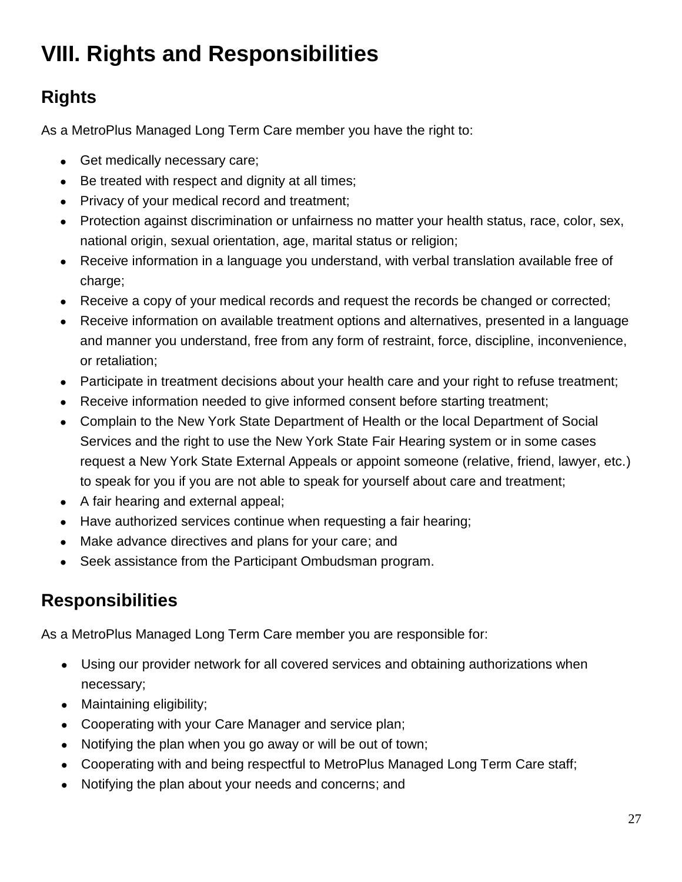# VIII. Rights and Responsibilities

## Rights

As a MetroPlus Managed Long Term Care member you have the right to:

- Get medically necessary care;
- Be treated with respect and dignity at all times;
- Privacy of your medical record and treatment;
- Protection against discrimination or unfairness no matter your health status, race, color, sex, national origin, sexual orientation, age, marital status or religion;
- Receive information in a language you understand, with verbal translation available free of charge;
- Receive a copy of your medical records and request the records be changed or corrected;
- Receive information on available treatment options and alternatives, presented in a language and manner you understand, free from any form of restraint, force, discipline, inconvenience, or retaliation;
- Participate in treatment decisions about your health care and your right to refuse treatment;
- Receive information needed to give informed consent before starting treatment;
- Complain to the New York State Department of Health or the local Department of Social Services and the right to use the New York State Fair Hearing system or in some cases request a New York State External Appeals or appoint someone (relative, friend, lawyer, etc.) to speak for you if you are not able to speak for yourself about care and treatment;
- A fair hearing and external appeal;
- Have authorized services continue when requesting a fair hearing;
- Make advance directives and plans for your care; and
- Seek assistance from the Participant Ombudsman program.

## Responsibilities

As a MetroPlus Managed Long Term Care member you are responsible for:

- Using our provider network for all covered services and obtaining authorizations when necessary;
- Maintaining eligibility;
- Cooperating with your Care Manager and service plan;
- Notifying the plan when you go away or will be out of town;
- Cooperating with and being respectful to MetroPlus Managed Long Term Care staff;
- Notifying the plan about your needs and concerns; and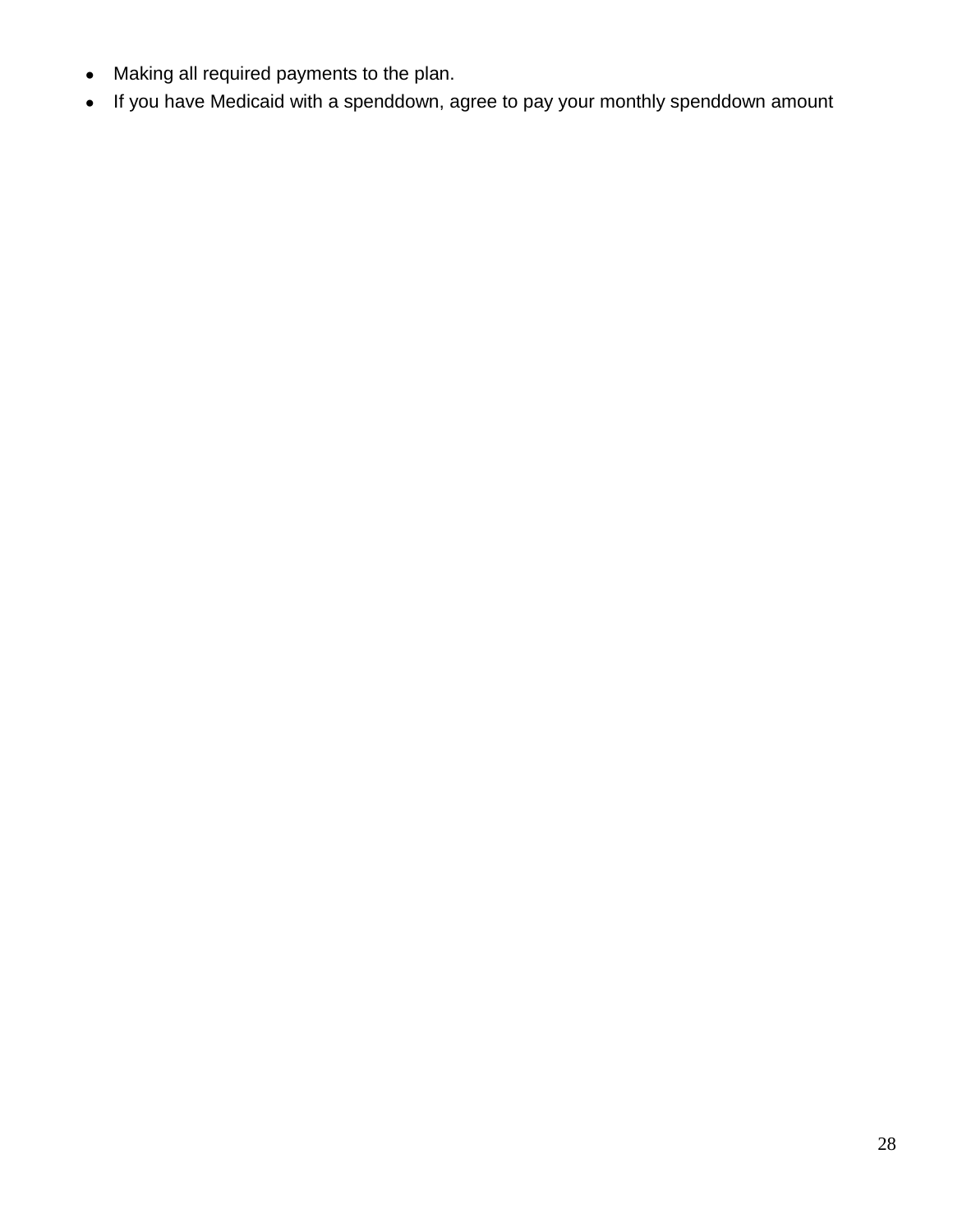- Making all required payments to the plan.
- If you have Medicaid with a spenddown, agree to pay your monthly spenddown amount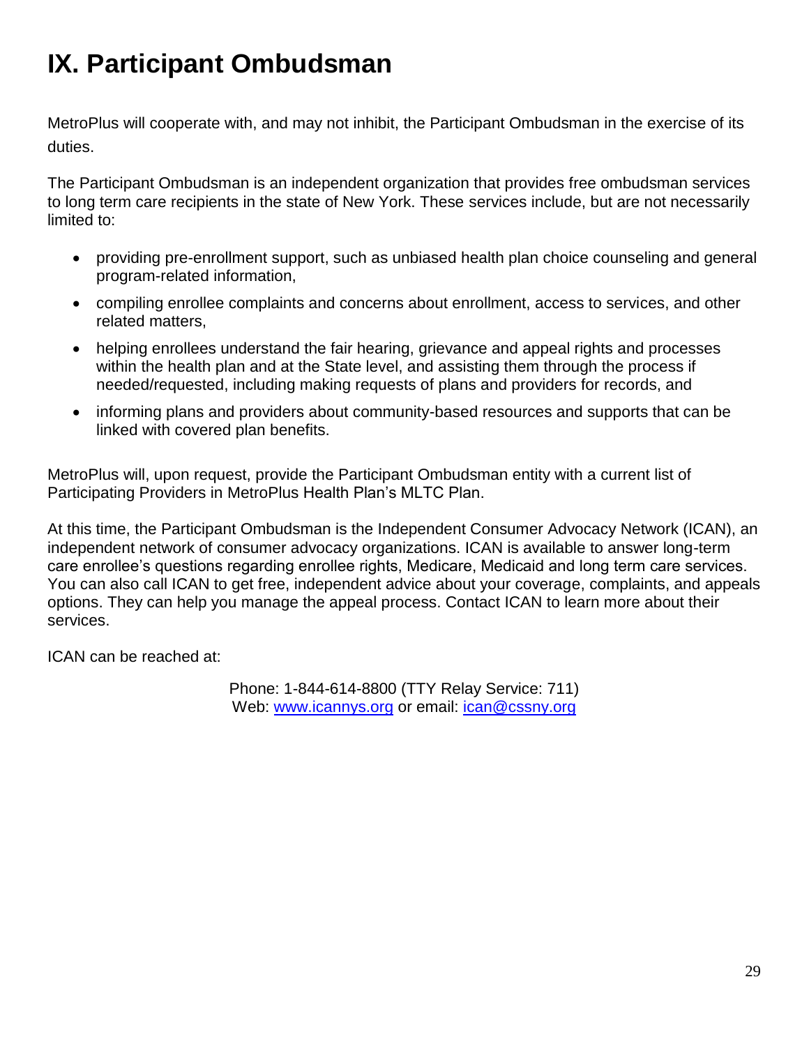# IX. Participant Ombudsman

MetroPlus will cooperate with, and may not inhibit, the Participant Ombudsman in the exercise of its duties.

The Participant Ombudsman is an independent organization that provides free ombudsman services to long term care recipients in the state of New York. These services include, but are not necessarily limited to:

- providing pre-enrollment support, such as unbiased health plan choice counseling and general program-related information,
- compiling enrollee complaints and concerns about enrollment, access to services, and other related matters,
- helping enrollees understand the fair hearing, grievance and appeal rights and processes within the health plan and at the State level, and assisting them through the process if needed/requested, including making requests of plans and providers for records, and
- informing plans and providers about community-based resources and supports that can be linked with covered plan benefits.

MetroPlus will, upon request, provide the Participant Ombudsman entity with a current list of Participating Providers in MetroPlus Health Plan's MLTC Plan.

At this time, the Participant Ombudsman is the Independent Consumer Advocacy Network (ICAN), an independent network of consumer advocacy organizations. ICAN is available to answer long-term care enrollee's questions regarding enrollee rights, Medicare, Medicaid and long term care services. You can also call ICAN to get free, independent advice about your coverage, complaints, and appeals options. They can help you manage the appeal process. Contact ICAN to learn more about their services.

ICAN can be reached at:

Phone: 1-844-614-8800 (TTY Relay Service: 711)
Web: www.icannys.org or email: ican@cssny.org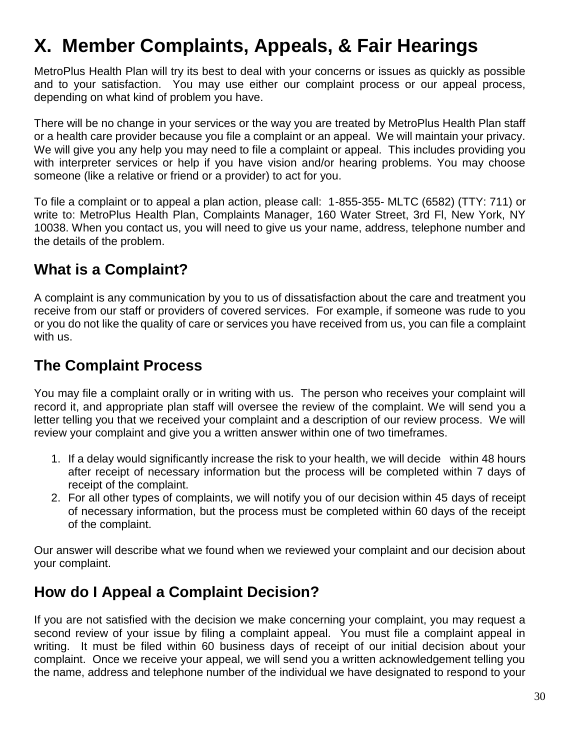# X. Member Complaints, Appeals, & Fair Hearings

MetroPlus Health Plan will try its best to deal with your concerns or issues as quickly as possible and to your satisfaction. You may use either our complaint process or our appeal process, depending on what kind of problem you have.

There will be no change in your services or the way you are treated by MetroPlus Health Plan staff or a health care provider because you file a complaint or an appeal. We will maintain your privacy. We will give you any help you may need to file a complaint or appeal. This includes providing you with interpreter services or help if you have vision and/or hearing problems. You may choose someone (like a relative or friend or a provider) to act for you.

To file a complaint or to appeal a plan action, please call: 1-855-355- MLTC (6582) (TTY: 711) or write to: MetroPlus Health Plan, Complaints Manager, 160 Water Street, 3rd Fl, New York, NY 10038. When you contact us, you will need to give us your name, address, telephone number and the details of the problem.

## What is a Complaint?

A complaint is any communication by you to us of dissatisfaction about the care and treatment you receive from our staff or providers of covered services. For example, if someone was rude to you or you do not like the quality of care or services you have received from us, you can file a complaint with us.

## The Complaint Process

You may file a complaint orally or in writing with us. The person who receives your complaint will record it, and appropriate plan staff will oversee the review of the complaint. We will send you a letter telling you that we received your complaint and a description of our review process. We will review your complaint and give you a written answer within one of two timeframes.

1. If a delay would significantly increase the risk to your health, we will decide within 48 hours after receipt of necessary information but the process will be completed within 7 days of receipt of the complaint.
2. For all other types of complaints, we will notify you of our decision within 45 days of receipt of necessary information, but the process must be completed within 60 days of the receipt of the complaint.

Our answer will describe what we found when we reviewed your complaint and our decision about your complaint.

## How do I Appeal a Complaint Decision?

If you are not satisfied with the decision we make concerning your complaint, you may request a second review of your issue by filing a complaint appeal. You must file a complaint appeal in writing. It must be filed within 60 business days of receipt of our initial decision about your complaint. Once we receive your appeal, we will send you a written acknowledgement telling you the name, address and telephone number of the individual we have designated to respond to your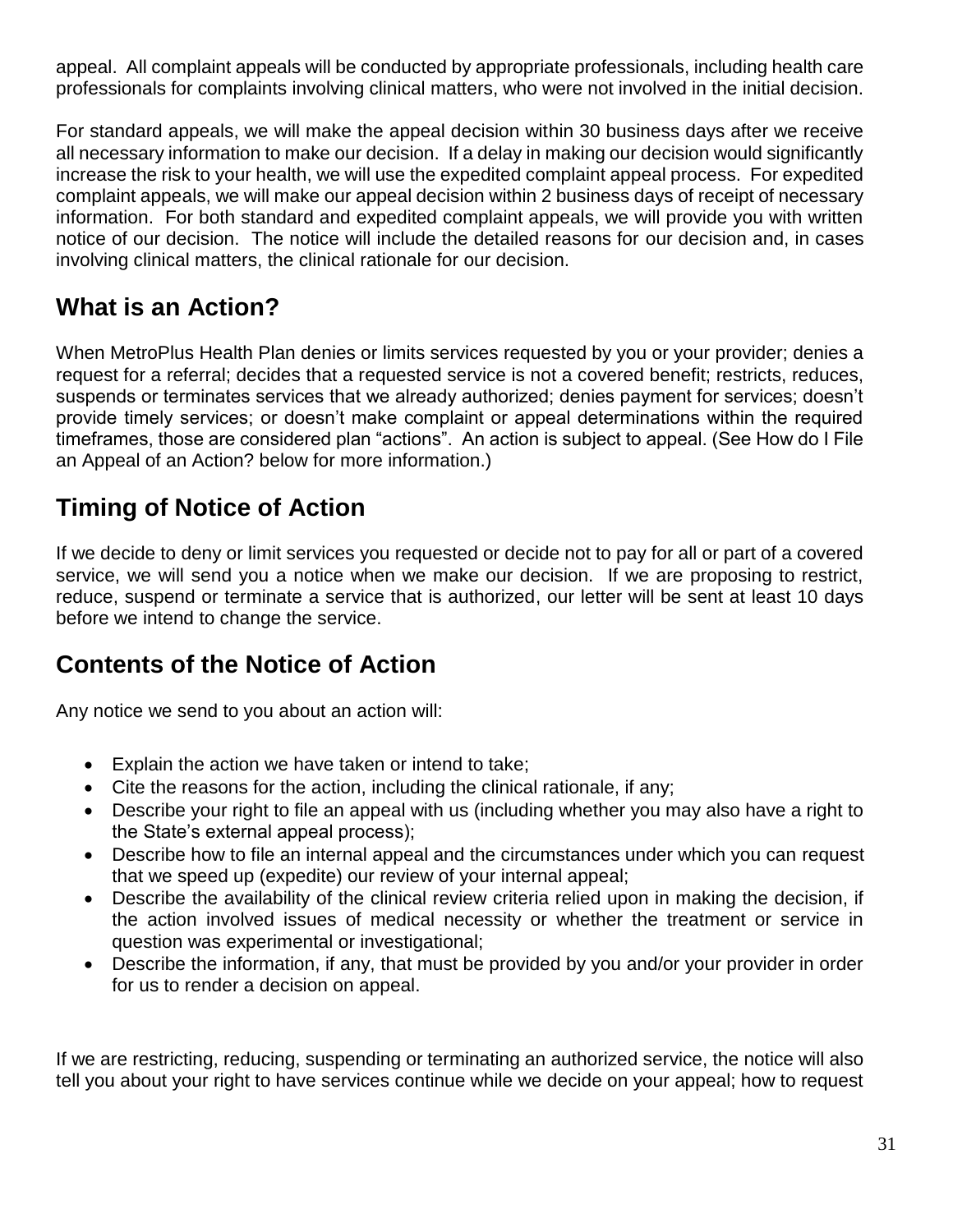appeal. All complaint appeals will be conducted by appropriate professionals, including health care professionals for complaints involving clinical matters, who were not involved in the initial decision.

For standard appeals, we will make the appeal decision within 30 business days after we receive all necessary information to make our decision. If a delay in making our decision would significantly increase the risk to your health, we will use the expedited complaint appeal process. For expedited complaint appeals, we will make our appeal decision within 2 business days of receipt of necessary information. For both standard and expedited complaint appeals, we will provide you with written notice of our decision. The notice will include the detailed reasons for our decision and, in cases involving clinical matters, the clinical rationale for our decision.

## What is an Action?

When MetroPlus Health Plan denies or limits services requested by you or your provider; denies a request for a referral; decides that a requested service is not a covered benefit; restricts, reduces, suspends or terminates services that we already authorized; denies payment for services; doesn't provide timely services; or doesn't make complaint or appeal determinations within the required timeframes, those are considered plan "actions". An action is subject to appeal. (See How do I File an Appeal of an Action? below for more information.)

## Timing of Notice of Action

If we decide to deny or limit services you requested or decide not to pay for all or part of a covered service, we will send you a notice when we make our decision. If we are proposing to restrict, reduce, suspend or terminate a service that is authorized, our letter will be sent at least 10 days before we intend to change the service.

## Contents of the Notice of Action

Any notice we send to you about an action will:

- Explain the action we have taken or intend to take;
- Cite the reasons for the action, including the clinical rationale, if any;
- Describe your right to file an appeal with us (including whether you may also have a right to the State's external appeal process);
- Describe how to file an internal appeal and the circumstances under which you can request that we speed up (expedite) our review of your internal appeal;
- Describe the availability of the clinical review criteria relied upon in making the decision, if the action involved issues of medical necessity or whether the treatment or service in question was experimental or investigational;
- Describe the information, if any, that must be provided by you and/or your provider in order for us to render a decision on appeal.

If we are restricting, reducing, suspending or terminating an authorized service, the notice will also tell you about your right to have services continue while we decide on your appeal; how to request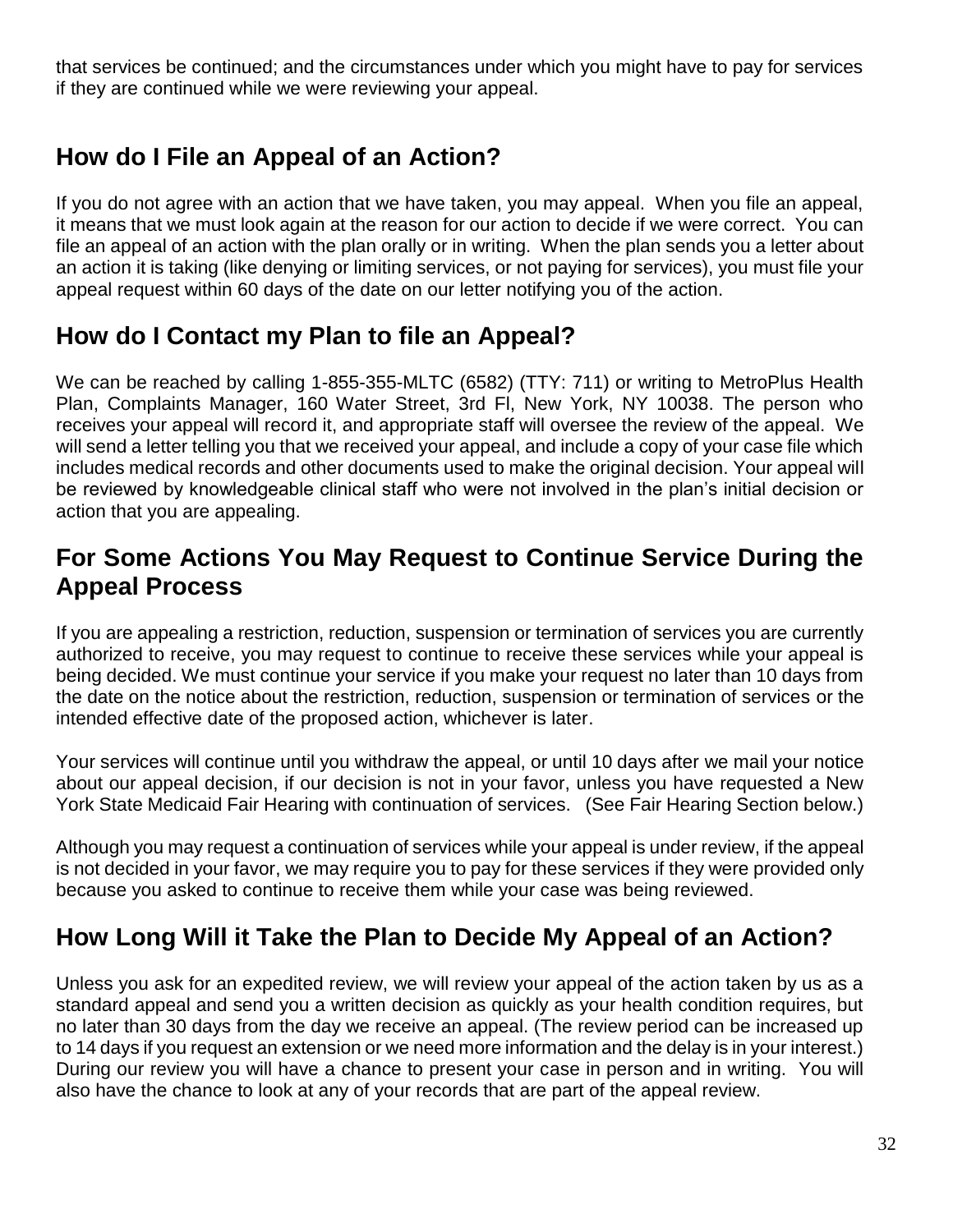that services be continued; and the circumstances under which you might have to pay for services if they are continued while we were reviewing your appeal.

## How do I File an Appeal of an Action?

If you do not agree with an action that we have taken, you may appeal. When you file an appeal, it means that we must look again at the reason for our action to decide if we were correct. You can file an appeal of an action with the plan orally or in writing. When the plan sends you a letter about an action it is taking (like denying or limiting services, or not paying for services), you must file your appeal request within 60 days of the date on our letter notifying you of the action.

## How do I Contact my Plan to file an Appeal?

We can be reached by calling 1-855-355-MLTC (6582) (TTY: 711) or writing to MetroPlus Health Plan, Complaints Manager, 160 Water Street, 3rd Fl, New York, NY 10038. The person who receives your appeal will record it, and appropriate staff will oversee the review of the appeal. We will send a letter telling you that we received your appeal, and include a copy of your case file which includes medical records and other documents used to make the original decision. Your appeal will be reviewed by knowledgeable clinical staff who were not involved in the plan's initial decision or action that you are appealing.

## For Some Actions You May Request to Continue Service During the Appeal Process

If you are appealing a restriction, reduction, suspension or termination of services you are currently authorized to receive, you may request to continue to receive these services while your appeal is being decided. We must continue your service if you make your request no later than 10 days from the date on the notice about the restriction, reduction, suspension or termination of services or the intended effective date of the proposed action, whichever is later.

Your services will continue until you withdraw the appeal, or until 10 days after we mail your notice about our appeal decision, if our decision is not in your favor, unless you have requested a New York State Medicaid Fair Hearing with continuation of services. (See Fair Hearing Section below.)

Although you may request a continuation of services while your appeal is under review, if the appeal is not decided in your favor, we may require you to pay for these services if they were provided only because you asked to continue to receive them while your case was being reviewed.

## How Long Will it Take the Plan to Decide My Appeal of an Action?

Unless you ask for an expedited review, we will review your appeal of the action taken by us as a standard appeal and send you a written decision as quickly as your health condition requires, but no later than 30 days from the day we receive an appeal. (The review period can be increased up to 14 days if you request an extension or we need more information and the delay is in your interest.) During our review you will have a chance to present your case in person and in writing. You will also have the chance to look at any of your records that are part of the appeal review.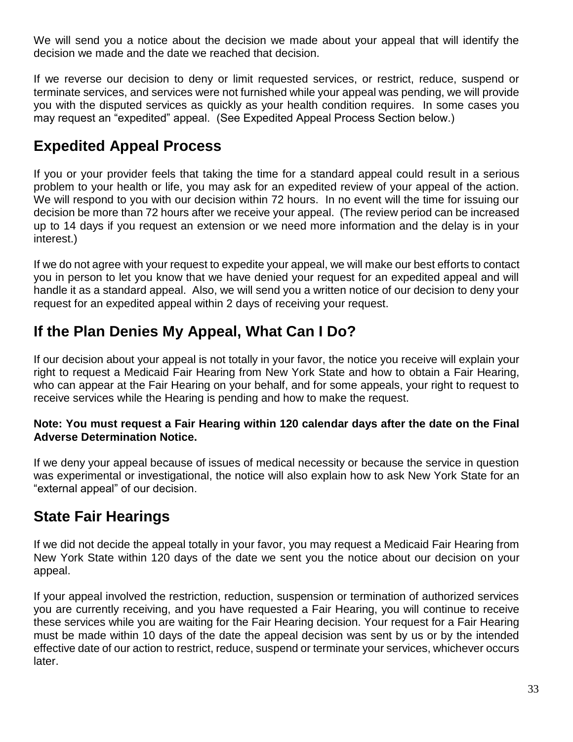We will send you a notice about the decision we made about your appeal that will identify the decision we made and the date we reached that decision.

If we reverse our decision to deny or limit requested services, or restrict, reduce, suspend or terminate services, and services were not furnished while your appeal was pending, we will provide you with the disputed services as quickly as your health condition requires. In some cases you may request an "expedited" appeal. (See Expedited Appeal Process Section below.)

## Expedited Appeal Process

If you or your provider feels that taking the time for a standard appeal could result in a serious problem to your health or life, you may ask for an expedited review of your appeal of the action. We will respond to you with our decision within 72 hours. In no event will the time for issuing our decision be more than 72 hours after we receive your appeal. (The review period can be increased up to 14 days if you request an extension or we need more information and the delay is in your interest.)

If we do not agree with your request to expedite your appeal, we will make our best efforts to contact you in person to let you know that we have denied your request for an expedited appeal and will handle it as a standard appeal. Also, we will send you a written notice of our decision to deny your request for an expedited appeal within 2 days of receiving your request.

## If the Plan Denies My Appeal, What Can I Do?

If our decision about your appeal is not totally in your favor, the notice you receive will explain your right to request a Medicaid Fair Hearing from New York State and how to obtain a Fair Hearing, who can appear at the Fair Hearing on your behalf, and for some appeals, your right to request to receive services while the Hearing is pending and how to make the request.

**Note: You must request a Fair Hearing within 120 calendar days after the date on the Final Adverse Determination Notice.**

If we deny your appeal because of issues of medical necessity or because the service in question was experimental or investigational, the notice will also explain how to ask New York State for an "external appeal" of our decision.

## State Fair Hearings

If we did not decide the appeal totally in your favor, you may request a Medicaid Fair Hearing from New York State within 120 days of the date we sent you the notice about our decision on your appeal.

If your appeal involved the restriction, reduction, suspension or termination of authorized services you are currently receiving, and you have requested a Fair Hearing, you will continue to receive these services while you are waiting for the Fair Hearing decision. Your request for a Fair Hearing must be made within 10 days of the date the appeal decision was sent by us or by the intended effective date of our action to restrict, reduce, suspend or terminate your services, whichever occurs later.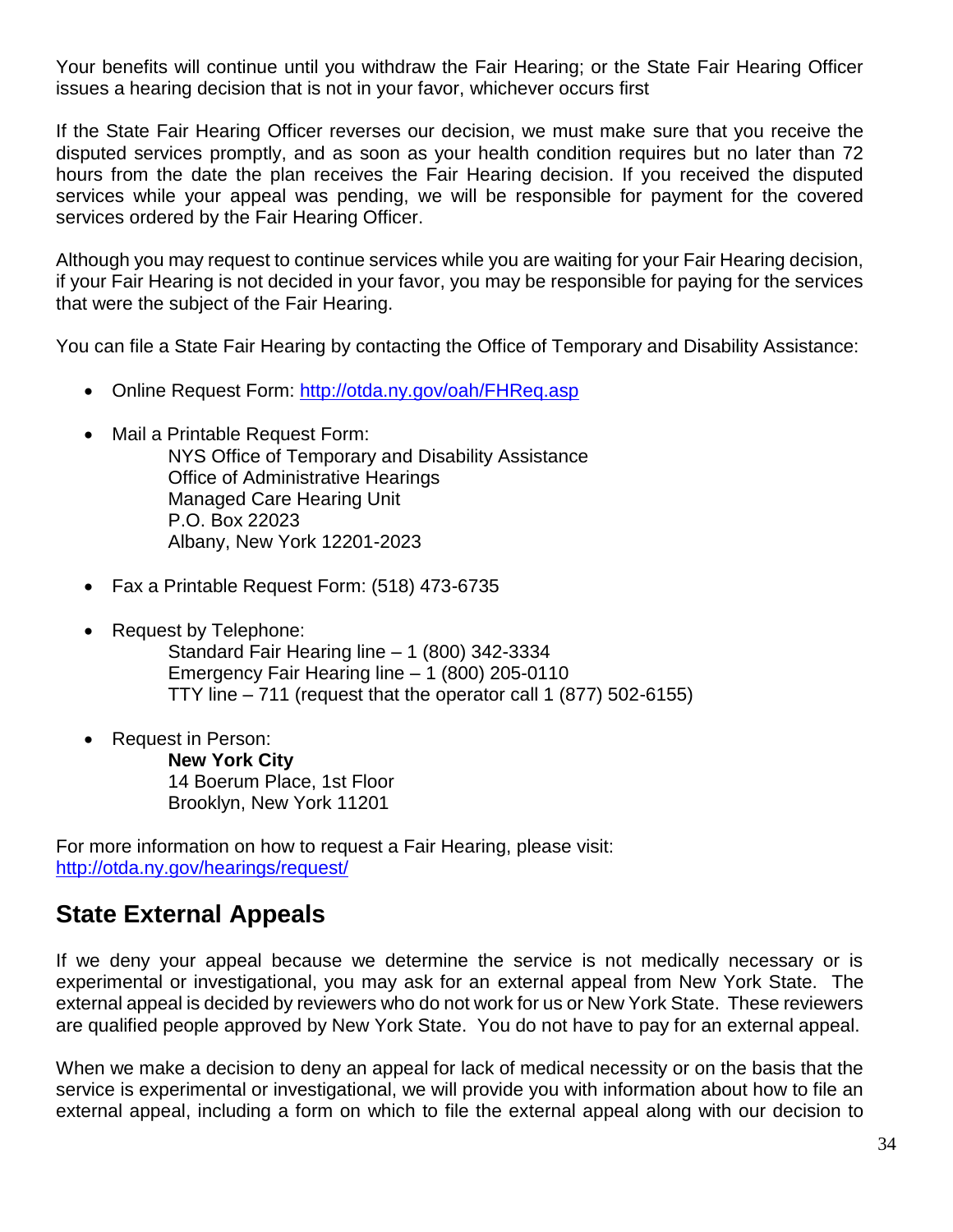Your benefits will continue until you withdraw the Fair Hearing; or the State Fair Hearing Officer issues a hearing decision that is not in your favor, whichever occurs first

If the State Fair Hearing Officer reverses our decision, we must make sure that you receive the disputed services promptly, and as soon as your health condition requires but no later than 72 hours from the date the plan receives the Fair Hearing decision. If you received the disputed services while your appeal was pending, we will be responsible for payment for the covered services ordered by the Fair Hearing Officer.

Although you may request to continue services while you are waiting for your Fair Hearing decision, if your Fair Hearing is not decided in your favor, you may be responsible for paying for the services that were the subject of the Fair Hearing.

You can file a State Fair Hearing by contacting the Office of Temporary and Disability Assistance:

- Online Request Form: http://otda.ny.gov/oah/FHReq.asp

- Mail a Printable Request Form:
  NYS Office of Temporary and Disability Assistance
  Office of Administrative Hearings
  Managed Care Hearing Unit
  P.O. Box 22023
  Albany, New York 12201-2023

- Fax a Printable Request Form: (518) 473-6735

- Request by Telephone:
  Standard Fair Hearing line – 1 (800) 342-3334
  Emergency Fair Hearing line – 1 (800) 205-0110
  TTY line – 711 (request that the operator call 1 (877) 502-6155)

- Request in Person:
  **New York City**
  14 Boerum Place, 1st Floor
  Brooklyn, New York 11201

For more information on how to request a Fair Hearing, please visit:
http://otda.ny.gov/hearings/request/

## State External Appeals

If we deny your appeal because we determine the service is not medically necessary or is experimental or investigational, you may ask for an external appeal from New York State. The external appeal is decided by reviewers who do not work for us or New York State. These reviewers are qualified people approved by New York State. You do not have to pay for an external appeal.

When we make a decision to deny an appeal for lack of medical necessity or on the basis that the service is experimental or investigational, we will provide you with information about how to file an external appeal, including a form on which to file the external appeal along with our decision to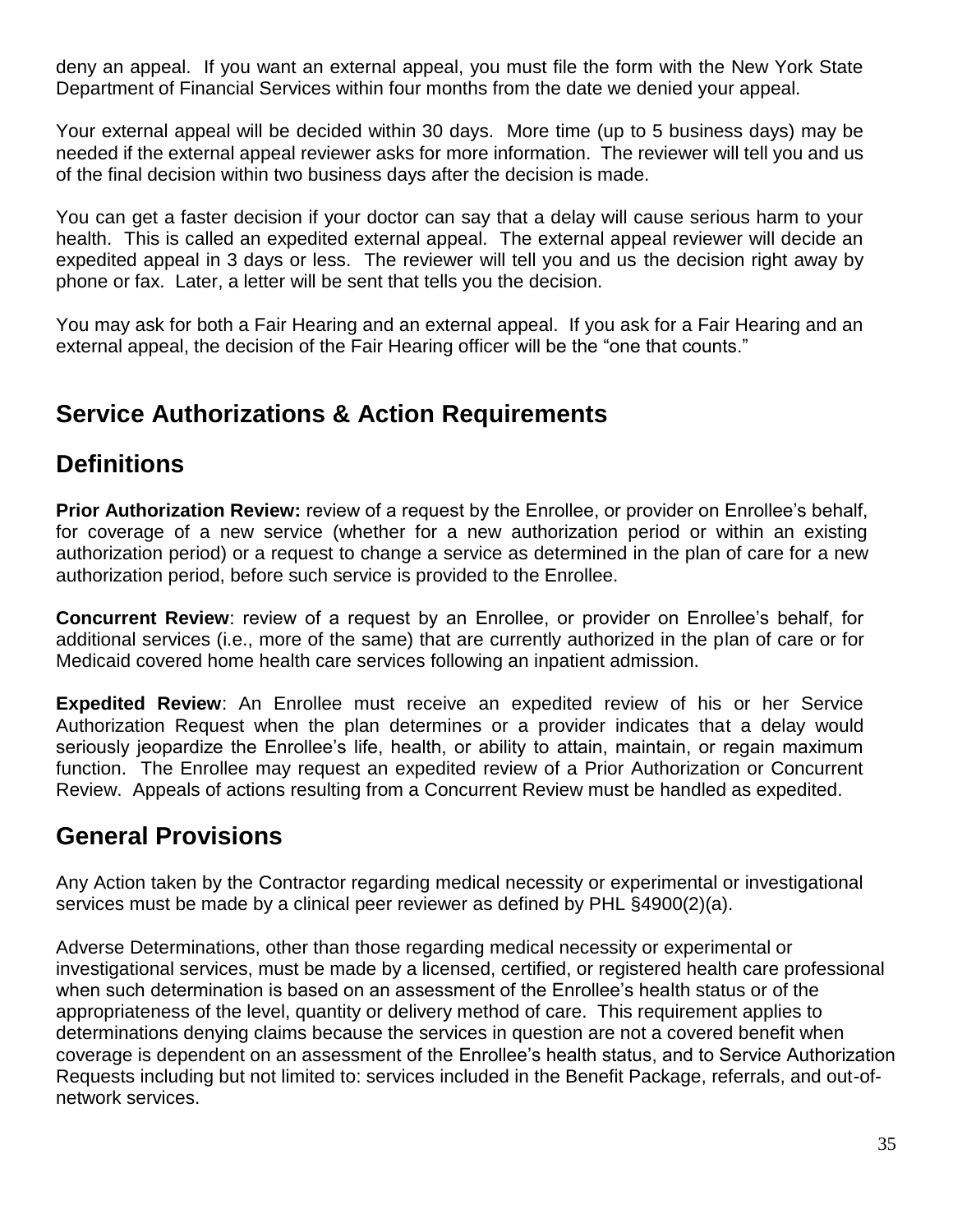deny an appeal. If you want an external appeal, you must file the form with the New York State Department of Financial Services within four months from the date we denied your appeal.

Your external appeal will be decided within 30 days. More time (up to 5 business days) may be needed if the external appeal reviewer asks for more information. The reviewer will tell you and us of the final decision within two business days after the decision is made.

You can get a faster decision if your doctor can say that a delay will cause serious harm to your health. This is called an expedited external appeal. The external appeal reviewer will decide an expedited appeal in 3 days or less. The reviewer will tell you and us the decision right away by phone or fax. Later, a letter will be sent that tells you the decision.

You may ask for both a Fair Hearing and an external appeal. If you ask for a Fair Hearing and an external appeal, the decision of the Fair Hearing officer will be the "one that counts."

## Service Authorizations & Action Requirements

## Definitions

**Prior Authorization Review:** review of a request by the Enrollee, or provider on Enrollee's behalf, for coverage of a new service (whether for a new authorization period or within an existing authorization period) or a request to change a service as determined in the plan of care for a new authorization period, before such service is provided to the Enrollee.

**Concurrent Review**: review of a request by an Enrollee, or provider on Enrollee's behalf, for additional services (i.e., more of the same) that are currently authorized in the plan of care or for Medicaid covered home health care services following an inpatient admission.

**Expedited Review**: An Enrollee must receive an expedited review of his or her Service Authorization Request when the plan determines or a provider indicates that a delay would seriously jeopardize the Enrollee's life, health, or ability to attain, maintain, or regain maximum function. The Enrollee may request an expedited review of a Prior Authorization or Concurrent Review. Appeals of actions resulting from a Concurrent Review must be handled as expedited.

## General Provisions

Any Action taken by the Contractor regarding medical necessity or experimental or investigational services must be made by a clinical peer reviewer as defined by PHL §4900(2)(a).

Adverse Determinations, other than those regarding medical necessity or experimental or investigational services, must be made by a licensed, certified, or registered health care professional when such determination is based on an assessment of the Enrollee's health status or of the appropriateness of the level, quantity or delivery method of care. This requirement applies to determinations denying claims because the services in question are not a covered benefit when coverage is dependent on an assessment of the Enrollee's health status, and to Service Authorization Requests including but not limited to: services included in the Benefit Package, referrals, and out-of-network services.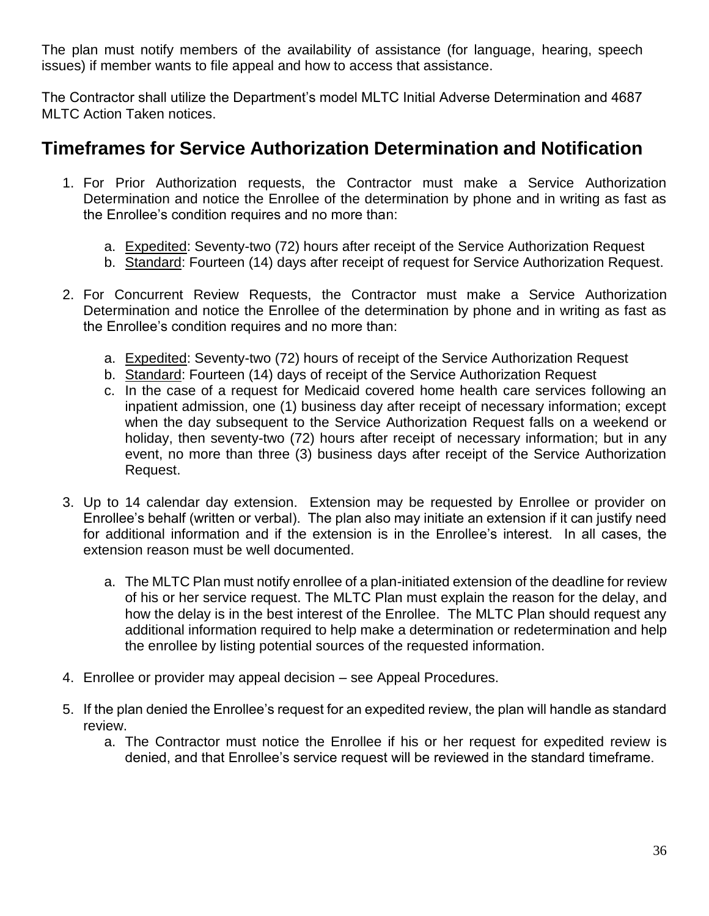The plan must notify members of the availability of assistance (for language, hearing, speech issues) if member wants to file appeal and how to access that assistance.

The Contractor shall utilize the Department's model MLTC Initial Adverse Determination and 4687 MLTC Action Taken notices.

## Timeframes for Service Authorization Determination and Notification

1. For Prior Authorization requests, the Contractor must make a Service Authorization Determination and notice the Enrollee of the determination by phone and in writing as fast as the Enrollee's condition requires and no more than:

   a. Expedited: Seventy-two (72) hours after receipt of the Service Authorization Request
   b. Standard: Fourteen (14) days after receipt of request for Service Authorization Request.

2. For Concurrent Review Requests, the Contractor must make a Service Authorization Determination and notice the Enrollee of the determination by phone and in writing as fast as the Enrollee's condition requires and no more than:

   a. Expedited: Seventy-two (72) hours of receipt of the Service Authorization Request
   b. Standard: Fourteen (14) days of receipt of the Service Authorization Request
   c. In the case of a request for Medicaid covered home health care services following an inpatient admission, one (1) business day after receipt of necessary information; except when the day subsequent to the Service Authorization Request falls on a weekend or holiday, then seventy-two (72) hours after receipt of necessary information; but in any event, no more than three (3) business days after receipt of the Service Authorization Request.

3. Up to 14 calendar day extension. Extension may be requested by Enrollee or provider on Enrollee's behalf (written or verbal). The plan also may initiate an extension if it can justify need for additional information and if the extension is in the Enrollee's interest. In all cases, the extension reason must be well documented.

   a. The MLTC Plan must notify enrollee of a plan-initiated extension of the deadline for review of his or her service request. The MLTC Plan must explain the reason for the delay, and how the delay is in the best interest of the Enrollee. The MLTC Plan should request any additional information required to help make a determination or redetermination and help the enrollee by listing potential sources of the requested information.

4. Enrollee or provider may appeal decision – see Appeal Procedures.

5. If the plan denied the Enrollee's request for an expedited review, the plan will handle as standard review.
   a. The Contractor must notice the Enrollee if his or her request for expedited review is denied, and that Enrollee's service request will be reviewed in the standard timeframe.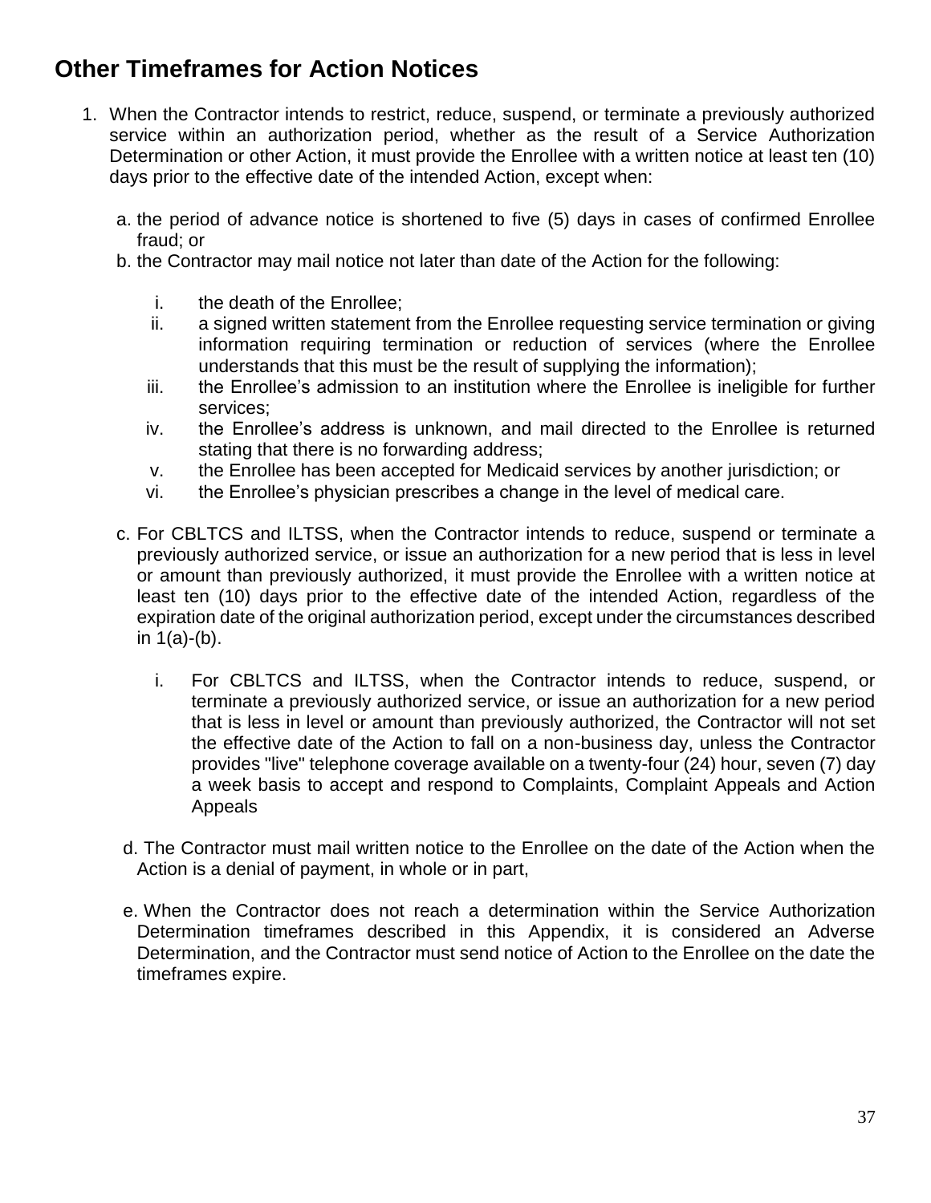## Other Timeframes for Action Notices

1. When the Contractor intends to restrict, reduce, suspend, or terminate a previously authorized service within an authorization period, whether as the result of a Service Authorization Determination or other Action, it must provide the Enrollee with a written notice at least ten (10) days prior to the effective date of the intended Action, except when:

   a. the period of advance notice is shortened to five (5) days in cases of confirmed Enrollee fraud; or

   b. the Contractor may mail notice not later than date of the Action for the following:

      i. the death of the Enrollee;
      ii. a signed written statement from the Enrollee requesting service termination or giving information requiring termination or reduction of services (where the Enrollee understands that this must be the result of supplying the information);
      iii. the Enrollee's admission to an institution where the Enrollee is ineligible for further services;
      iv. the Enrollee's address is unknown, and mail directed to the Enrollee is returned stating that there is no forwarding address;
      v. the Enrollee has been accepted for Medicaid services by another jurisdiction; or
      vi. the Enrollee's physician prescribes a change in the level of medical care.

   c. For CBLTCS and ILTSS, when the Contractor intends to reduce, suspend or terminate a previously authorized service, or issue an authorization for a new period that is less in level or amount than previously authorized, it must provide the Enrollee with a written notice at least ten (10) days prior to the effective date of the intended Action, regardless of the expiration date of the original authorization period, except under the circumstances described in 1(a)-(b).

      i. For CBLTCS and ILTSS, when the Contractor intends to reduce, suspend, or terminate a previously authorized service, or issue an authorization for a new period that is less in level or amount than previously authorized, the Contractor will not set the effective date of the Action to fall on a non-business day, unless the Contractor provides "live" telephone coverage available on a twenty-four (24) hour, seven (7) day a week basis to accept and respond to Complaints, Complaint Appeals and Action Appeals

   d. The Contractor must mail written notice to the Enrollee on the date of the Action when the Action is a denial of payment, in whole or in part,

   e. When the Contractor does not reach a determination within the Service Authorization Determination timeframes described in this Appendix, it is considered an Adverse Determination, and the Contractor must send notice of Action to the Enrollee on the date the timeframes expire.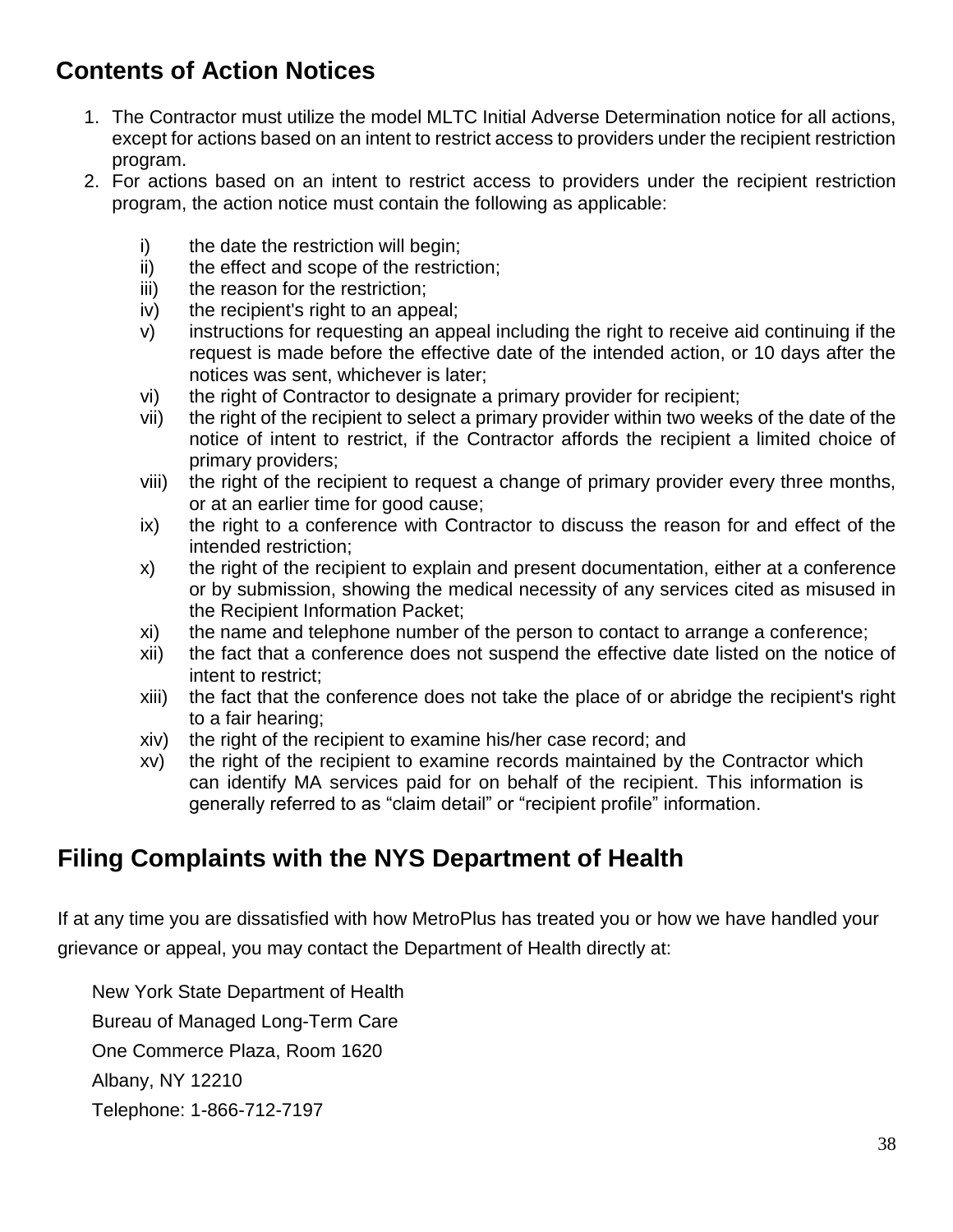## Contents of Action Notices

1. The Contractor must utilize the model MLTC Initial Adverse Determination notice for all actions, except for actions based on an intent to restrict access to providers under the recipient restriction program.
2. For actions based on an intent to restrict access to providers under the recipient restriction program, the action notice must contain the following as applicable:

    i) the date the restriction will begin;
    ii) the effect and scope of the restriction;
    iii) the reason for the restriction;
    iv) the recipient's right to an appeal;
    v) instructions for requesting an appeal including the right to receive aid continuing if the request is made before the effective date of the intended action, or 10 days after the notices was sent, whichever is later;
    vi) the right of Contractor to designate a primary provider for recipient;
    vii) the right of the recipient to select a primary provider within two weeks of the date of the notice of intent to restrict, if the Contractor affords the recipient a limited choice of primary providers;
    viii) the right of the recipient to request a change of primary provider every three months, or at an earlier time for good cause;
    ix) the right to a conference with Contractor to discuss the reason for and effect of the intended restriction;
    x) the right of the recipient to explain and present documentation, either at a conference or by submission, showing the medical necessity of any services cited as misused in the Recipient Information Packet;
    xi) the name and telephone number of the person to contact to arrange a conference;
    xii) the fact that a conference does not suspend the effective date listed on the notice of intent to restrict;
    xiii) the fact that the conference does not take the place of or abridge the recipient's right to a fair hearing;
    xiv) the right of the recipient to examine his/her case record; and
    xv) the right of the recipient to examine records maintained by the Contractor which can identify MA services paid for on behalf of the recipient. This information is generally referred to as "claim detail" or "recipient profile" information.

## Filing Complaints with the NYS Department of Health

If at any time you are dissatisfied with how MetroPlus has treated you or how we have handled your grievance or appeal, you may contact the Department of Health directly at:

New York State Department of Health
Bureau of Managed Long-Term Care
One Commerce Plaza, Room 1620
Albany, NY 12210
Telephone: 1-866-712-7197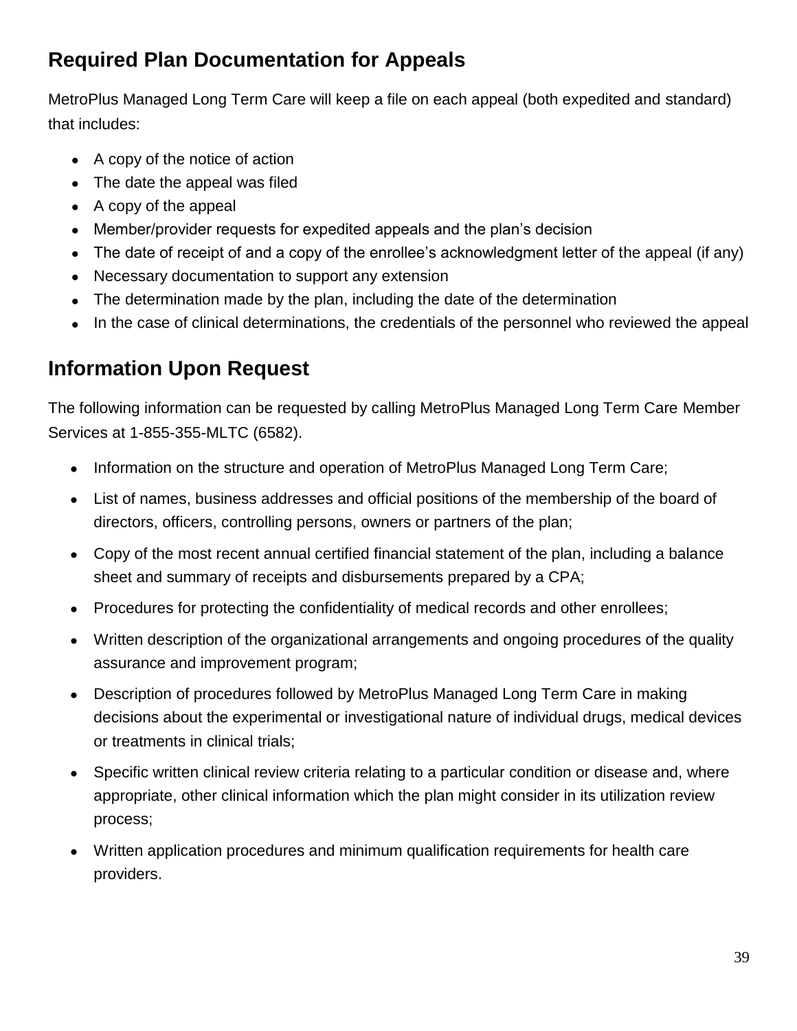## Required Plan Documentation for Appeals

MetroPlus Managed Long Term Care will keep a file on each appeal (both expedited and standard) that includes:

- A copy of the notice of action
- The date the appeal was filed
- A copy of the appeal
- Member/provider requests for expedited appeals and the plan's decision
- The date of receipt of and a copy of the enrollee's acknowledgment letter of the appeal (if any)
- Necessary documentation to support any extension
- The determination made by the plan, including the date of the determination
- In the case of clinical determinations, the credentials of the personnel who reviewed the appeal

## Information Upon Request

The following information can be requested by calling MetroPlus Managed Long Term Care Member Services at 1-855-355-MLTC (6582).

- Information on the structure and operation of MetroPlus Managed Long Term Care;
- List of names, business addresses and official positions of the membership of the board of directors, officers, controlling persons, owners or partners of the plan;
- Copy of the most recent annual certified financial statement of the plan, including a balance sheet and summary of receipts and disbursements prepared by a CPA;
- Procedures for protecting the confidentiality of medical records and other enrollees;
- Written description of the organizational arrangements and ongoing procedures of the quality assurance and improvement program;
- Description of procedures followed by MetroPlus Managed Long Term Care in making decisions about the experimental or investigational nature of individual drugs, medical devices or treatments in clinical trials;
- Specific written clinical review criteria relating to a particular condition or disease and, where appropriate, other clinical information which the plan might consider in its utilization review process;
- Written application procedures and minimum qualification requirements for health care providers.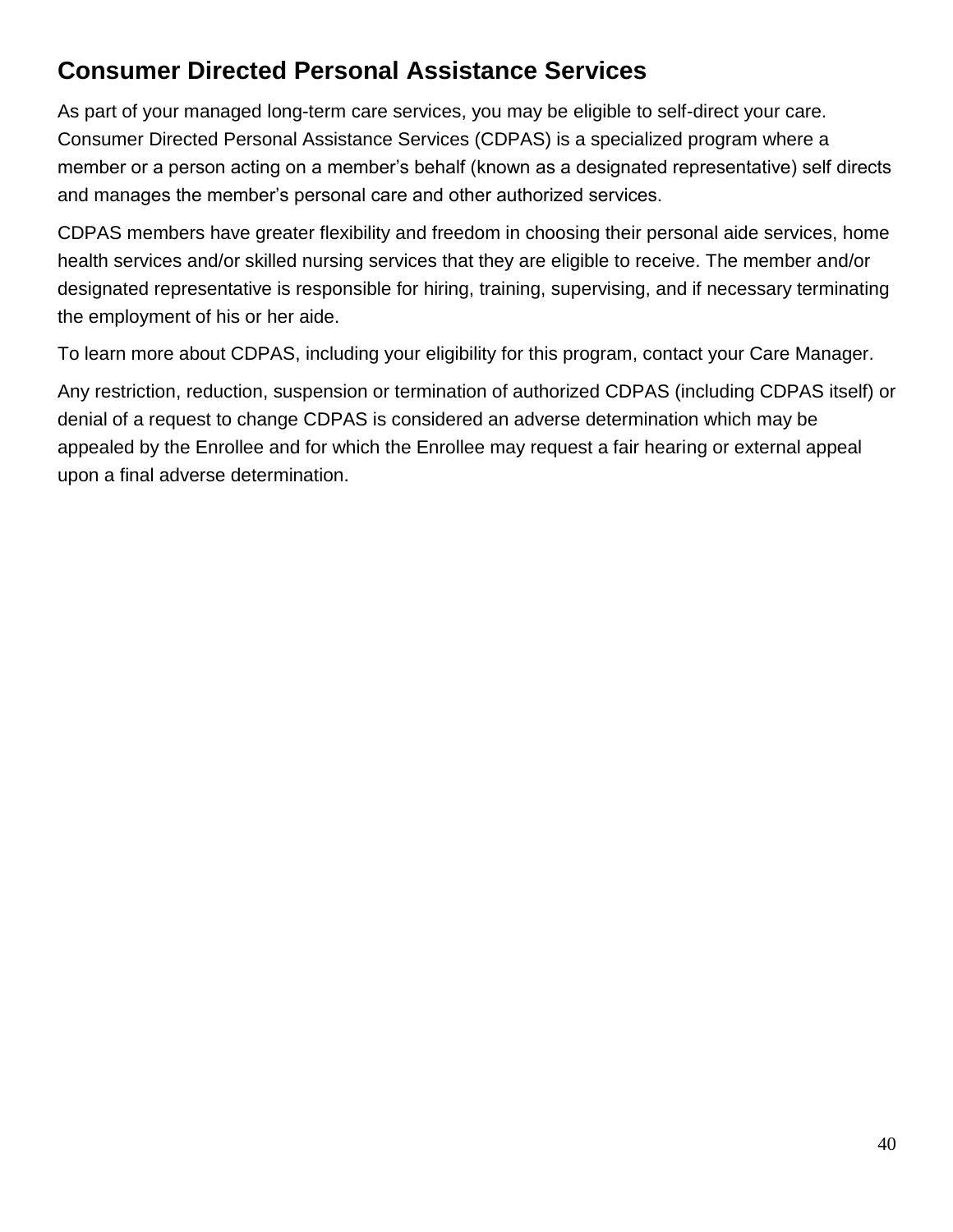## Consumer Directed Personal Assistance Services

As part of your managed long-term care services, you may be eligible to self-direct your care. Consumer Directed Personal Assistance Services (CDPAS) is a specialized program where a member or a person acting on a member's behalf (known as a designated representative) self directs and manages the member's personal care and other authorized services.

CDPAS members have greater flexibility and freedom in choosing their personal aide services, home health services and/or skilled nursing services that they are eligible to receive. The member and/or designated representative is responsible for hiring, training, supervising, and if necessary terminating the employment of his or her aide.

To learn more about CDPAS, including your eligibility for this program, contact your Care Manager.

Any restriction, reduction, suspension or termination of authorized CDPAS (including CDPAS itself) or denial of a request to change CDPAS is considered an adverse determination which may be appealed by the Enrollee and for which the Enrollee may request a fair hearing or external appeal upon a final adverse determination.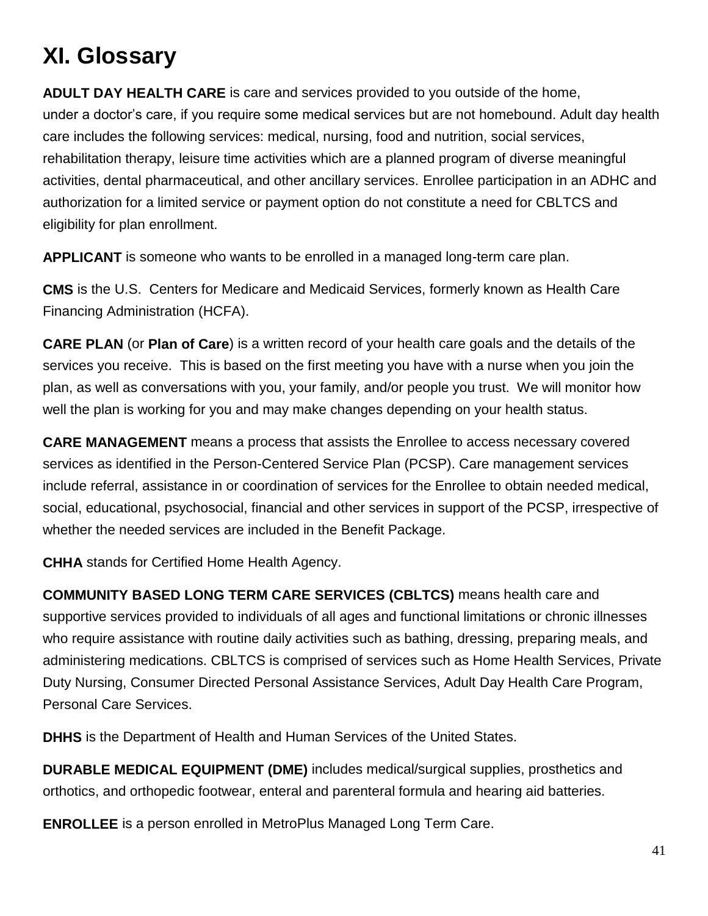# XI. Glossary

**ADULT DAY HEALTH CARE** is care and services provided to you outside of the home, under a doctor's care, if you require some medical services but are not homebound. Adult day health care includes the following services: medical, nursing, food and nutrition, social services, rehabilitation therapy, leisure time activities which are a planned program of diverse meaningful activities, dental pharmaceutical, and other ancillary services. Enrollee participation in an ADHC and authorization for a limited service or payment option do not constitute a need for CBLTCS and eligibility for plan enrollment.

**APPLICANT** is someone who wants to be enrolled in a managed long-term care plan.

**CMS** is the U.S. Centers for Medicare and Medicaid Services, formerly known as Health Care Financing Administration (HCFA).

**CARE PLAN** (or **Plan of Care**) is a written record of your health care goals and the details of the services you receive. This is based on the first meeting you have with a nurse when you join the plan, as well as conversations with you, your family, and/or people you trust. We will monitor how well the plan is working for you and may make changes depending on your health status.

**CARE MANAGEMENT** means a process that assists the Enrollee to access necessary covered services as identified in the Person-Centered Service Plan (PCSP). Care management services include referral, assistance in or coordination of services for the Enrollee to obtain needed medical, social, educational, psychosocial, financial and other services in support of the PCSP, irrespective of whether the needed services are included in the Benefit Package.

**CHHA** stands for Certified Home Health Agency.

**COMMUNITY BASED LONG TERM CARE SERVICES (CBLTCS)** means health care and supportive services provided to individuals of all ages and functional limitations or chronic illnesses who require assistance with routine daily activities such as bathing, dressing, preparing meals, and administering medications. CBLTCS is comprised of services such as Home Health Services, Private Duty Nursing, Consumer Directed Personal Assistance Services, Adult Day Health Care Program, Personal Care Services.

**DHHS** is the Department of Health and Human Services of the United States.

**DURABLE MEDICAL EQUIPMENT (DME)** includes medical/surgical supplies, prosthetics and orthotics, and orthopedic footwear, enteral and parenteral formula and hearing aid batteries.

**ENROLLEE** is a person enrolled in MetroPlus Managed Long Term Care.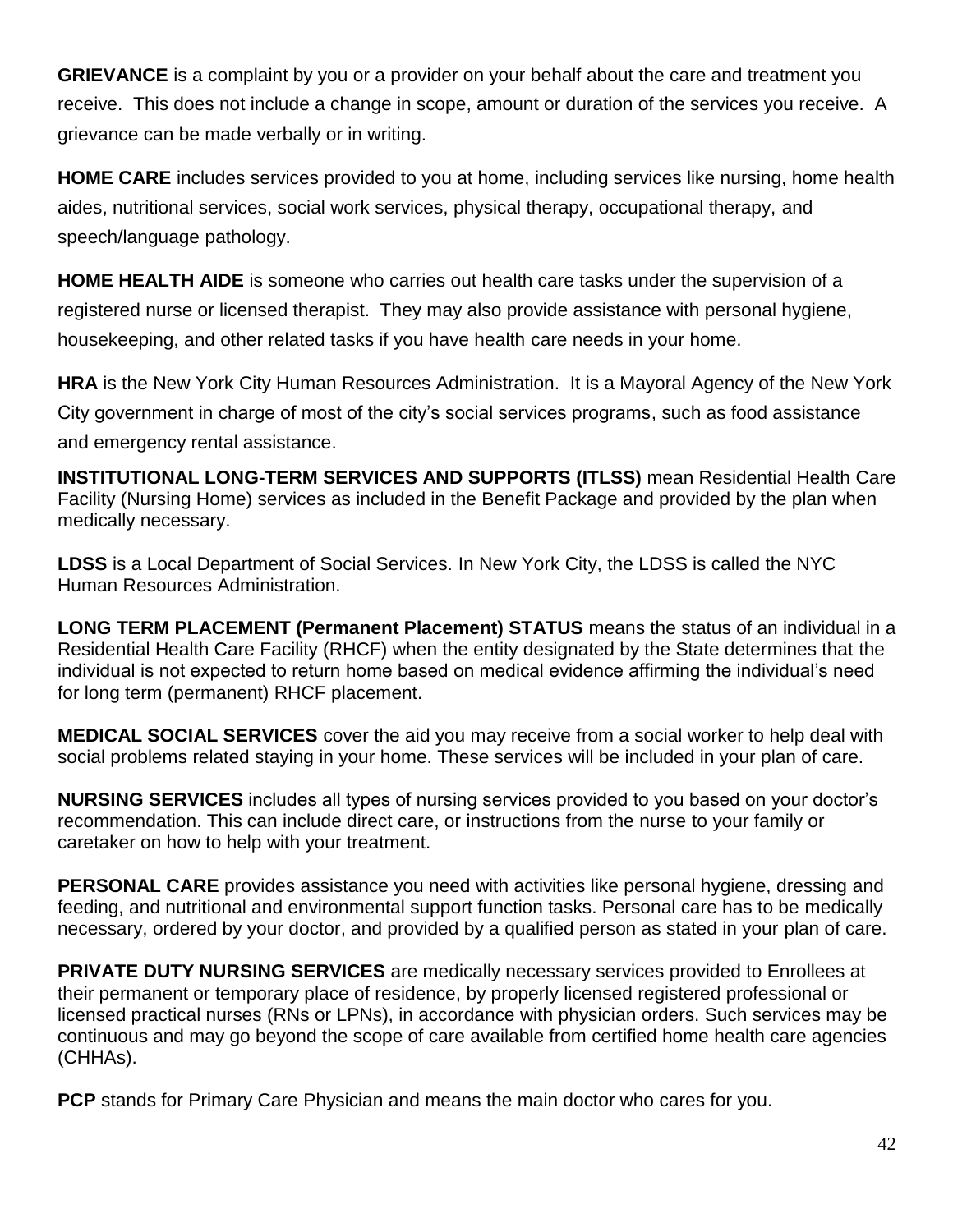**GRIEVANCE** is a complaint by you or a provider on your behalf about the care and treatment you receive. This does not include a change in scope, amount or duration of the services you receive. A grievance can be made verbally or in writing.

**HOME CARE** includes services provided to you at home, including services like nursing, home health aides, nutritional services, social work services, physical therapy, occupational therapy, and speech/language pathology.

**HOME HEALTH AIDE** is someone who carries out health care tasks under the supervision of a registered nurse or licensed therapist. They may also provide assistance with personal hygiene, housekeeping, and other related tasks if you have health care needs in your home.

**HRA** is the New York City Human Resources Administration. It is a Mayoral Agency of the New York City government in charge of most of the city's social services programs, such as food assistance and emergency rental assistance.

**INSTITUTIONAL LONG-TERM SERVICES AND SUPPORTS (ITLSS)** mean Residential Health Care Facility (Nursing Home) services as included in the Benefit Package and provided by the plan when medically necessary.

**LDSS** is a Local Department of Social Services. In New York City, the LDSS is called the NYC Human Resources Administration.

**LONG TERM PLACEMENT (Permanent Placement) STATUS** means the status of an individual in a Residential Health Care Facility (RHCF) when the entity designated by the State determines that the individual is not expected to return home based on medical evidence affirming the individual's need for long term (permanent) RHCF placement.

**MEDICAL SOCIAL SERVICES** cover the aid you may receive from a social worker to help deal with social problems related staying in your home. These services will be included in your plan of care.

**NURSING SERVICES** includes all types of nursing services provided to you based on your doctor's recommendation. This can include direct care, or instructions from the nurse to your family or caretaker on how to help with your treatment.

**PERSONAL CARE** provides assistance you need with activities like personal hygiene, dressing and feeding, and nutritional and environmental support function tasks. Personal care has to be medically necessary, ordered by your doctor, and provided by a qualified person as stated in your plan of care.

**PRIVATE DUTY NURSING SERVICES** are medically necessary services provided to Enrollees at their permanent or temporary place of residence, by properly licensed registered professional or licensed practical nurses (RNs or LPNs), in accordance with physician orders. Such services may be continuous and may go beyond the scope of care available from certified home health care agencies (CHHAs).

**PCP** stands for Primary Care Physician and means the main doctor who cares for you.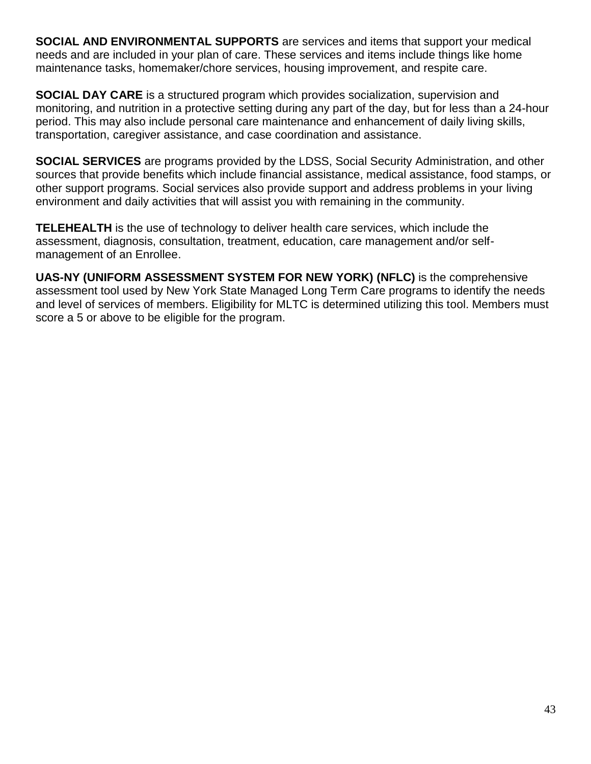**SOCIAL AND ENVIRONMENTAL SUPPORTS** are services and items that support your medical needs and are included in your plan of care. These services and items include things like home maintenance tasks, homemaker/chore services, housing improvement, and respite care.

**SOCIAL DAY CARE** is a structured program which provides socialization, supervision and monitoring, and nutrition in a protective setting during any part of the day, but for less than a 24-hour period. This may also include personal care maintenance and enhancement of daily living skills, transportation, caregiver assistance, and case coordination and assistance.

**SOCIAL SERVICES** are programs provided by the LDSS, Social Security Administration, and other sources that provide benefits which include financial assistance, medical assistance, food stamps, or other support programs. Social services also provide support and address problems in your living environment and daily activities that will assist you with remaining in the community.

**TELEHEALTH** is the use of technology to deliver health care services, which include the assessment, diagnosis, consultation, treatment, education, care management and/or self-management of an Enrollee.

**UAS-NY (UNIFORM ASSESSMENT SYSTEM FOR NEW YORK) (NFLC)** is the comprehensive assessment tool used by New York State Managed Long Term Care programs to identify the needs and level of services of members. Eligibility for MLTC is determined utilizing this tool. Members must score a 5 or above to be eligible for the program.